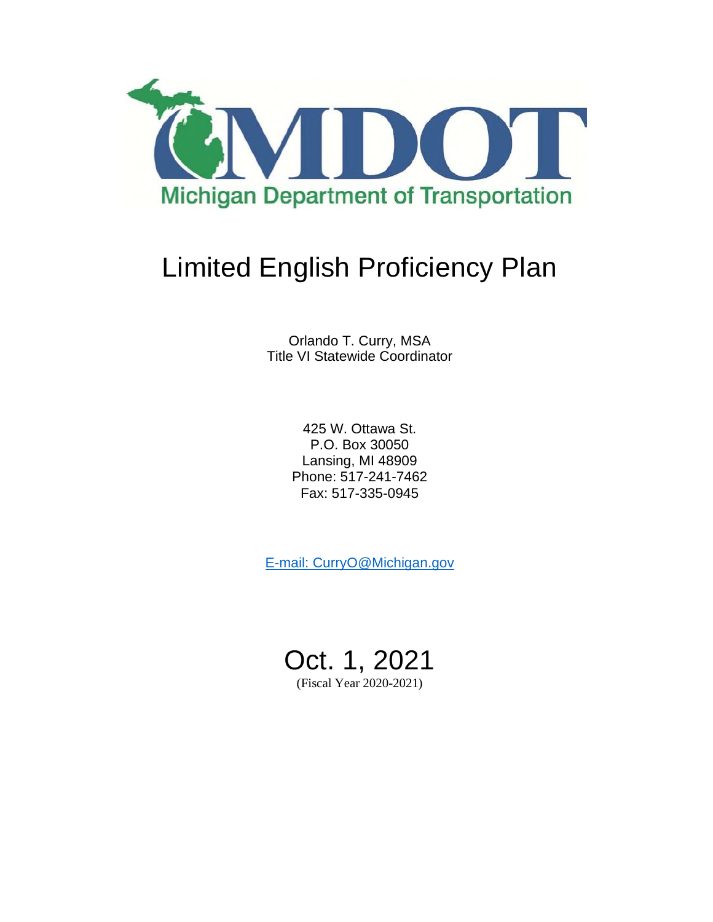MDOT

Michigan Department of Transportation

# Limited English Proficiency Plan

Orlando T. Curry, MSA
Title VI Statewide Coordinator

425 W. Ottawa St.
P.O. Box 30050
Lansing, MI 48909
Phone: 517-241-7462
Fax: 517-335-0945

E-mail: CurryO@Michigan.gov

Oct. 1, 2021
(Fiscal Year 2020-2021)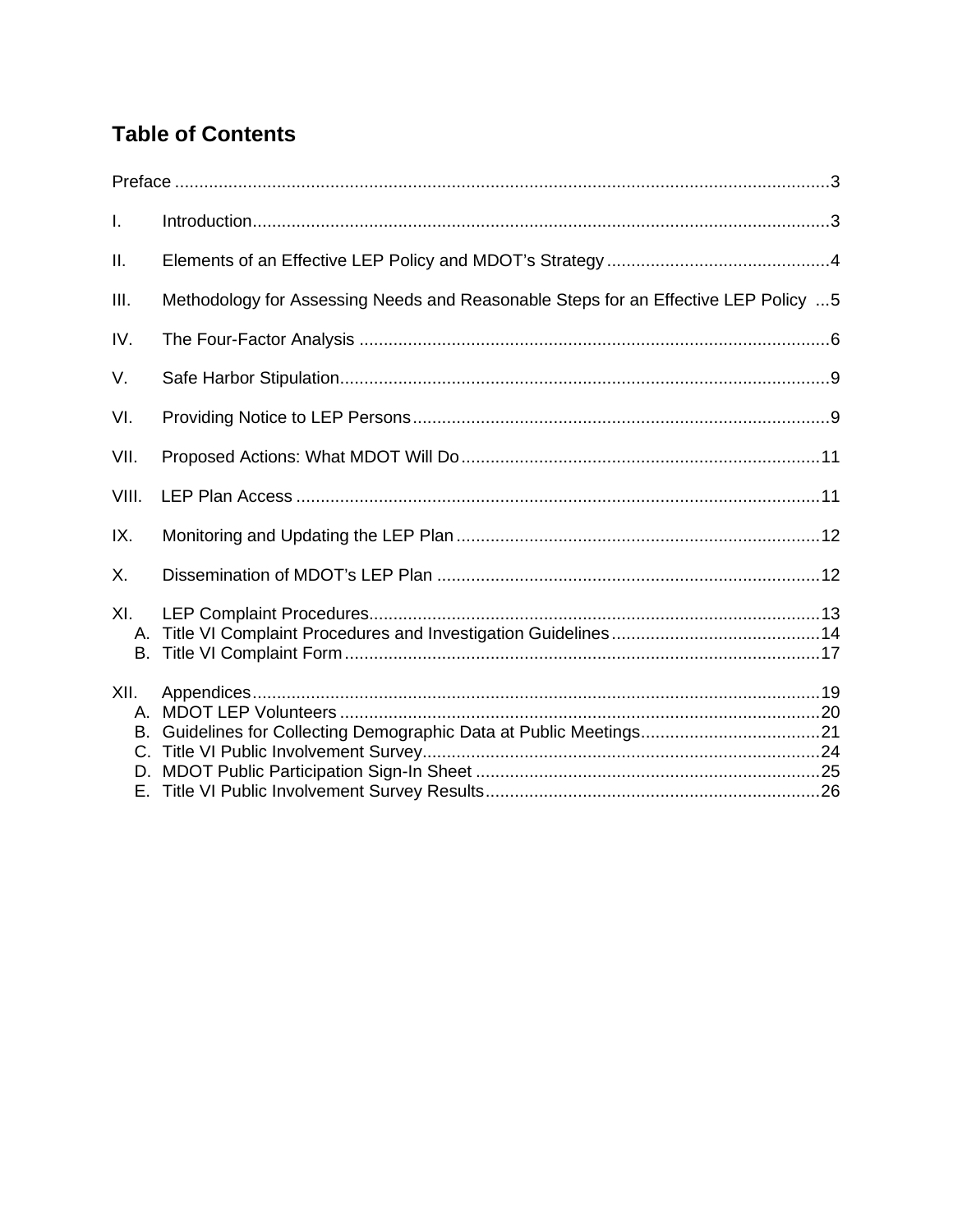# Table of Contents

Preface ....................................................................................................................... 3

I. Introduction ....................................................................................................................... 3

II. Elements of an Effective LEP Policy and MDOT's Strategy ............................................. 4

III. Methodology for Assessing Needs and Reasonable Steps for an Effective LEP Policy ... 5

IV. The Four-Factor Analysis ................................................................................................ 6

V. Safe Harbor Stipulation .................................................................................................... 9

VI. Providing Notice to LEP Persons ..................................................................................... 9

VII. Proposed Actions: What MDOT Will Do ......................................................................... 11

VIII. LEP Plan Access ........................................................................................................... 11

IX. Monitoring and Updating the LEP Plan .......................................................................... 12

X. Dissemination of MDOT's LEP Plan .............................................................................. 12

XI. LEP Complaint Procedures ............................................................................................ 13
   A. Title VI Complaint Procedures and Investigation Guidelines ........................................... 14
   B. Title VI Complaint Form ................................................................................................. 17

XII. Appendices .................................................................................................................... 19
   A. MDOT LEP Volunteers .................................................................................................. 20
   B. Guidelines for Collecting Demographic Data at Public Meetings .................................... 21
   C. Title VI Public Involvement Survey ................................................................................. 24
   D. MDOT Public Participation Sign-In Sheet ...................................................................... 25
   E. Title VI Public Involvement Survey Results .................................................................... 26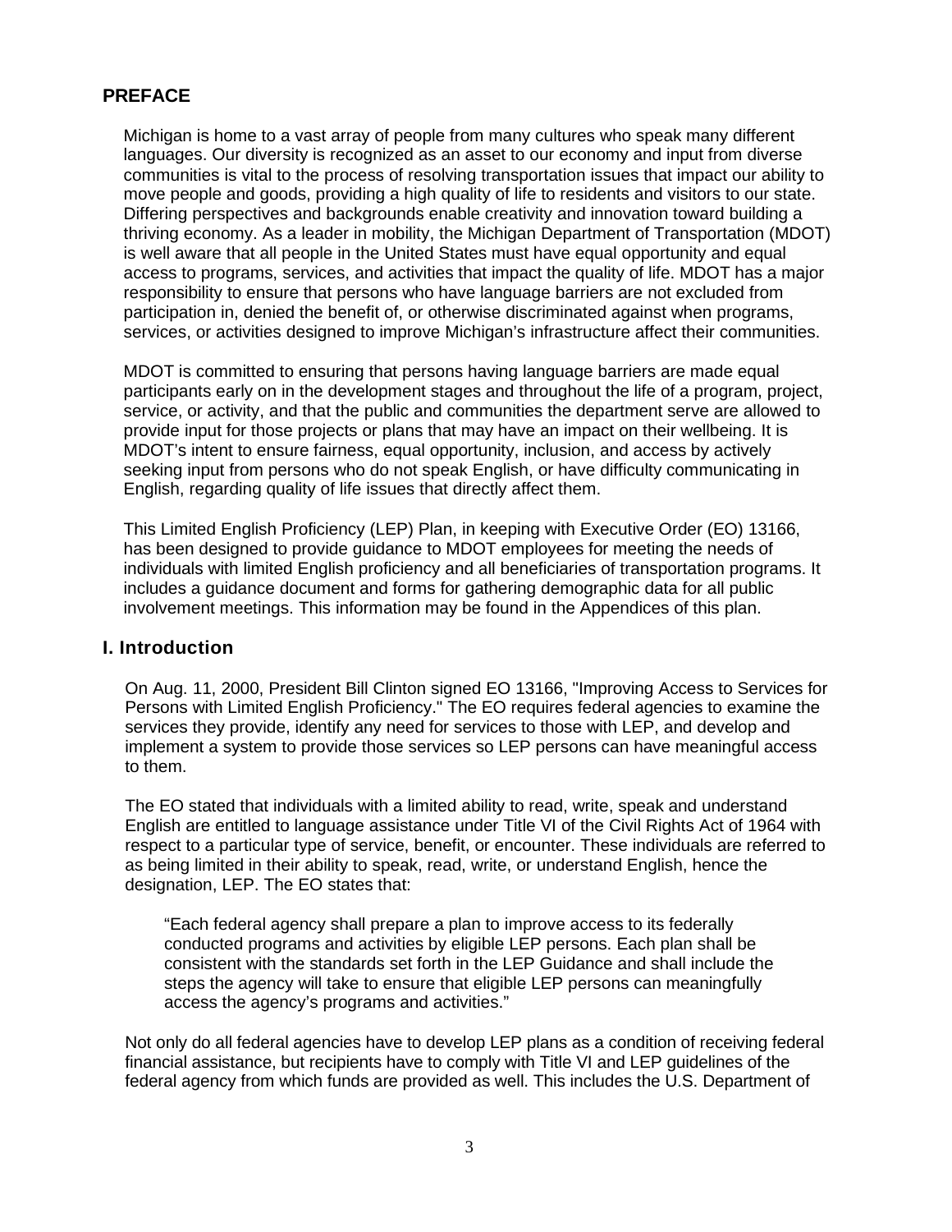## PREFACE

Michigan is home to a vast array of people from many cultures who speak many different languages. Our diversity is recognized as an asset to our economy and input from diverse communities is vital to the process of resolving transportation issues that impact our ability to move people and goods, providing a high quality of life to residents and visitors to our state. Differing perspectives and backgrounds enable creativity and innovation toward building a thriving economy. As a leader in mobility, the Michigan Department of Transportation (MDOT) is well aware that all people in the United States must have equal opportunity and equal access to programs, services, and activities that impact the quality of life. MDOT has a major responsibility to ensure that persons who have language barriers are not excluded from participation in, denied the benefit of, or otherwise discriminated against when programs, services, or activities designed to improve Michigan's infrastructure affect their communities.

MDOT is committed to ensuring that persons having language barriers are made equal participants early on in the development stages and throughout the life of a program, project, service, or activity, and that the public and communities the department serve are allowed to provide input for those projects or plans that may have an impact on their wellbeing. It is MDOT's intent to ensure fairness, equal opportunity, inclusion, and access by actively seeking input from persons who do not speak English, or have difficulty communicating in English, regarding quality of life issues that directly affect them.

This Limited English Proficiency (LEP) Plan, in keeping with Executive Order (EO) 13166, has been designed to provide guidance to MDOT employees for meeting the needs of individuals with limited English proficiency and all beneficiaries of transportation programs. It includes a guidance document and forms for gathering demographic data for all public involvement meetings. This information may be found in the Appendices of this plan.

## I. Introduction

On Aug. 11, 2000, President Bill Clinton signed EO 13166, "Improving Access to Services for Persons with Limited English Proficiency." The EO requires federal agencies to examine the services they provide, identify any need for services to those with LEP, and develop and implement a system to provide those services so LEP persons can have meaningful access to them.

The EO stated that individuals with a limited ability to read, write, speak and understand English are entitled to language assistance under Title VI of the Civil Rights Act of 1964 with respect to a particular type of service, benefit, or encounter. These individuals are referred to as being limited in their ability to speak, read, write, or understand English, hence the designation, LEP. The EO states that:

> "Each federal agency shall prepare a plan to improve access to its federally conducted programs and activities by eligible LEP persons. Each plan shall be consistent with the standards set forth in the LEP Guidance and shall include the steps the agency will take to ensure that eligible LEP persons can meaningfully access the agency's programs and activities."

Not only do all federal agencies have to develop LEP plans as a condition of receiving federal financial assistance, but recipients have to comply with Title VI and LEP guidelines of the federal agency from which funds are provided as well. This includes the U.S. Department of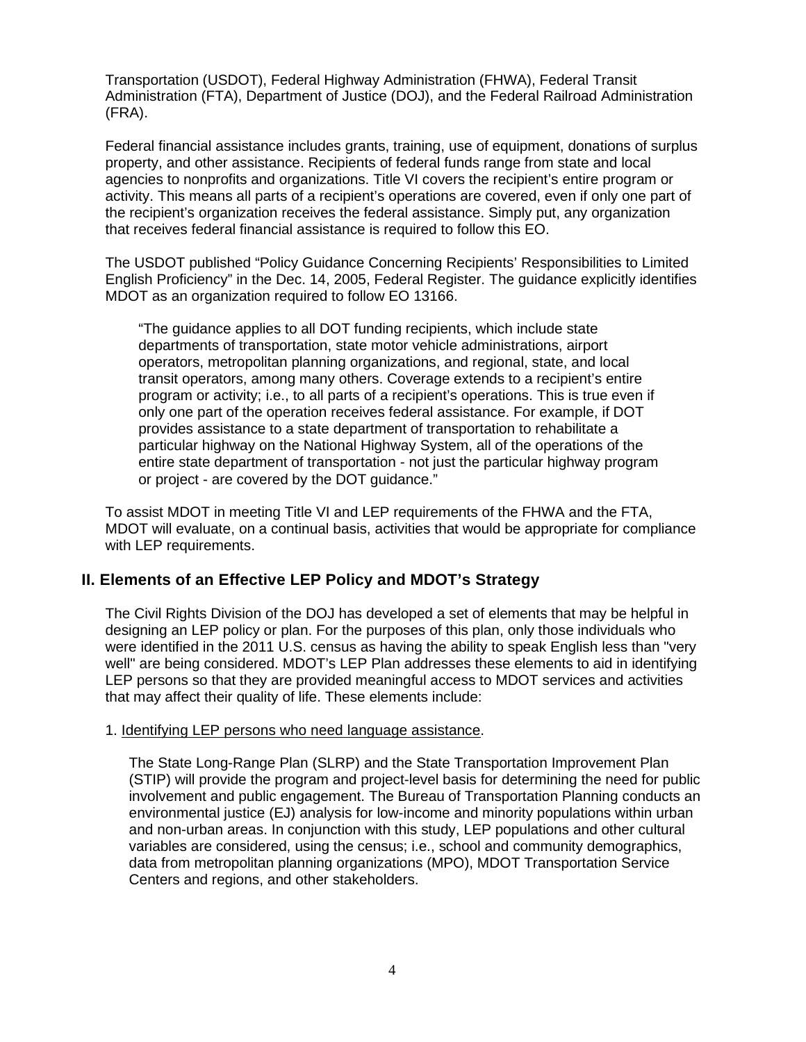Transportation (USDOT), Federal Highway Administration (FHWA), Federal Transit Administration (FTA), Department of Justice (DOJ), and the Federal Railroad Administration (FRA).

Federal financial assistance includes grants, training, use of equipment, donations of surplus property, and other assistance. Recipients of federal funds range from state and local agencies to nonprofits and organizations. Title VI covers the recipient's entire program or activity. This means all parts of a recipient's operations are covered, even if only one part of the recipient's organization receives the federal assistance. Simply put, any organization that receives federal financial assistance is required to follow this EO.

The USDOT published "Policy Guidance Concerning Recipients' Responsibilities to Limited English Proficiency" in the Dec. 14, 2005, Federal Register. The guidance explicitly identifies MDOT as an organization required to follow EO 13166.

> "The guidance applies to all DOT funding recipients, which include state departments of transportation, state motor vehicle administrations, airport operators, metropolitan planning organizations, and regional, state, and local transit operators, among many others. Coverage extends to a recipient's entire program or activity; i.e., to all parts of a recipient's operations. This is true even if only one part of the operation receives federal assistance. For example, if DOT provides assistance to a state department of transportation to rehabilitate a particular highway on the National Highway System, all of the operations of the entire state department of transportation - not just the particular highway program or project - are covered by the DOT guidance."

To assist MDOT in meeting Title VI and LEP requirements of the FHWA and the FTA, MDOT will evaluate, on a continual basis, activities that would be appropriate for compliance with LEP requirements.

## II. Elements of an Effective LEP Policy and MDOT's Strategy

The Civil Rights Division of the DOJ has developed a set of elements that may be helpful in designing an LEP policy or plan. For the purposes of this plan, only those individuals who were identified in the 2011 U.S. census as having the ability to speak English less than "very well" are being considered. MDOT's LEP Plan addresses these elements to aid in identifying LEP persons so that they are provided meaningful access to MDOT services and activities that may affect their quality of life. These elements include:

1. <u>Identifying LEP persons who need language assistance</u>.

   The State Long-Range Plan (SLRP) and the State Transportation Improvement Plan (STIP) will provide the program and project-level basis for determining the need for public involvement and public engagement. The Bureau of Transportation Planning conducts an environmental justice (EJ) analysis for low-income and minority populations within urban and non-urban areas. In conjunction with this study, LEP populations and other cultural variables are considered, using the census; i.e., school and community demographics, data from metropolitan planning organizations (MPO), MDOT Transportation Service Centers and regions, and other stakeholders.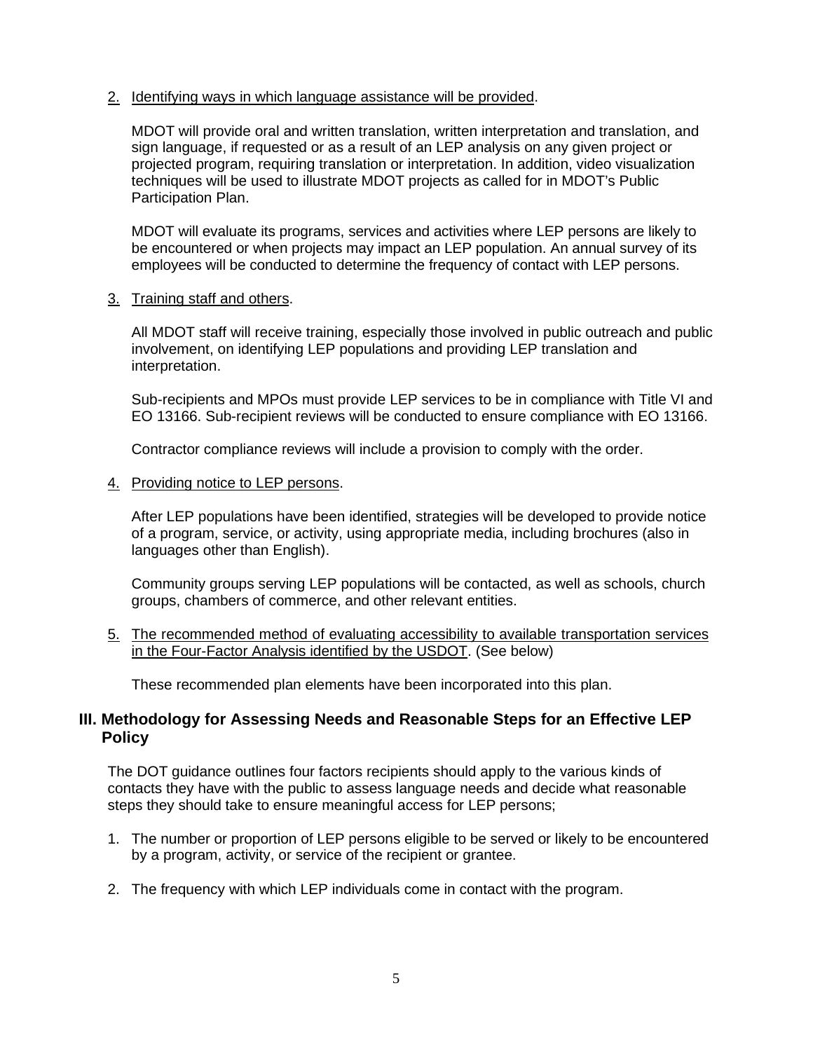2. Identifying ways in which language assistance will be provided.

   MDOT will provide oral and written translation, written interpretation and translation, and sign language, if requested or as a result of an LEP analysis on any given project or projected program, requiring translation or interpretation. In addition, video visualization techniques will be used to illustrate MDOT projects as called for in MDOT's Public Participation Plan.

   MDOT will evaluate its programs, services and activities where LEP persons are likely to be encountered or when projects may impact an LEP population. An annual survey of its employees will be conducted to determine the frequency of contact with LEP persons.

3. Training staff and others.

   All MDOT staff will receive training, especially those involved in public outreach and public involvement, on identifying LEP populations and providing LEP translation and interpretation.

   Sub-recipients and MPOs must provide LEP services to be in compliance with Title VI and EO 13166. Sub-recipient reviews will be conducted to ensure compliance with EO 13166.

   Contractor compliance reviews will include a provision to comply with the order.

4. Providing notice to LEP persons.

   After LEP populations have been identified, strategies will be developed to provide notice of a program, service, or activity, using appropriate media, including brochures (also in languages other than English).

   Community groups serving LEP populations will be contacted, as well as schools, church groups, chambers of commerce, and other relevant entities.

5. The recommended method of evaluating accessibility to available transportation services in the Four-Factor Analysis identified by the USDOT. (See below)

   These recommended plan elements have been incorporated into this plan.

## III. Methodology for Assessing Needs and Reasonable Steps for an Effective LEP Policy

The DOT guidance outlines four factors recipients should apply to the various kinds of contacts they have with the public to assess language needs and decide what reasonable steps they should take to ensure meaningful access for LEP persons;

1. The number or proportion of LEP persons eligible to be served or likely to be encountered by a program, activity, or service of the recipient or grantee.
2. The frequency with which LEP individuals come in contact with the program.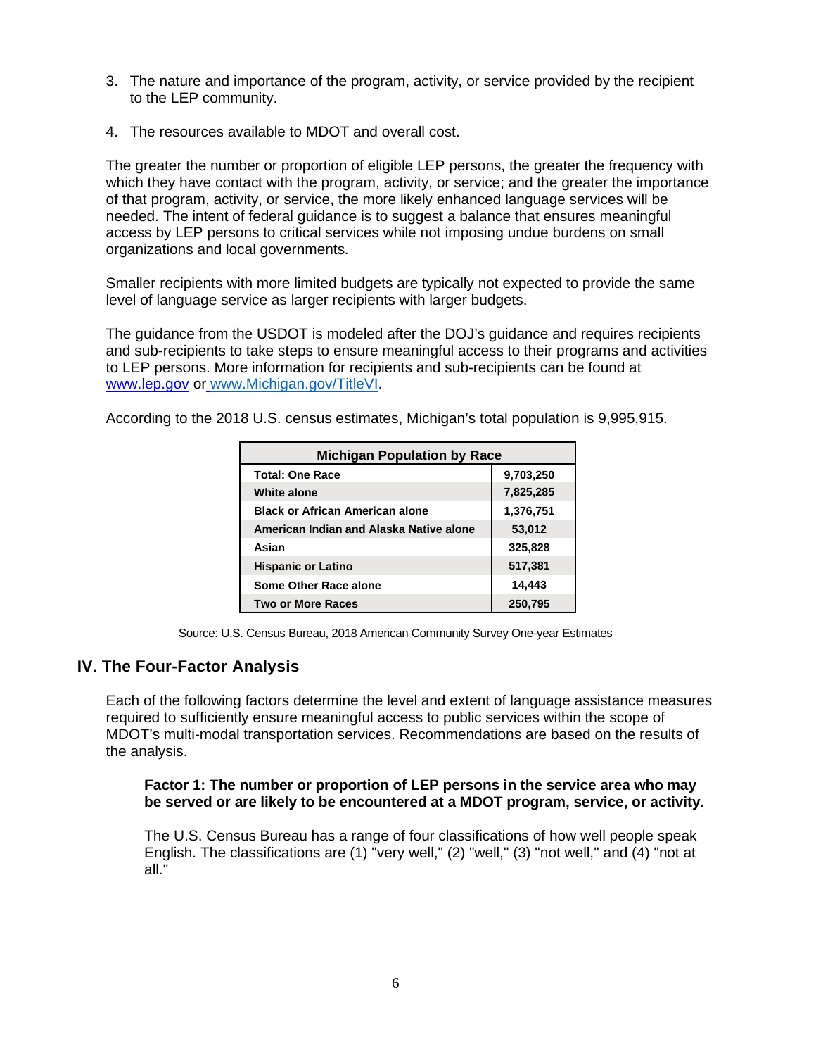3. The nature and importance of the program, activity, or service provided by the recipient to the LEP community.

4. The resources available to MDOT and overall cost.

The greater the number or proportion of eligible LEP persons, the greater the frequency with which they have contact with the program, activity, or service; and the greater the importance of that program, activity, or service, the more likely enhanced language services will be needed. The intent of federal guidance is to suggest a balance that ensures meaningful access by LEP persons to critical services while not imposing undue burdens on small organizations and local governments.

Smaller recipients with more limited budgets are typically not expected to provide the same level of language service as larger recipients with larger budgets.

The guidance from the USDOT is modeled after the DOJ's guidance and requires recipients and sub-recipients to take steps to ensure meaningful access to their programs and activities to LEP persons. More information for recipients and sub-recipients can be found at www.lep.gov or www.Michigan.gov/TitleVI.

According to the 2018 U.S. census estimates, Michigan's total population is 9,995,915.

| Michigan Population by Race | |
|---|---|
| **Total: One Race** | **9,703,250** |
| **White alone** | **7,825,285** |
| **Black or African American alone** | **1,376,751** |
| **American Indian and Alaska Native alone** | **53,012** |
| **Asian** | **325,828** |
| **Hispanic or Latino** | **517,381** |
| **Some Other Race alone** | **14,443** |
| **Two or More Races** | **250,795** |

Source: U.S. Census Bureau, 2018 American Community Survey One-year Estimates

## IV. The Four-Factor Analysis

Each of the following factors determine the level and extent of language assistance measures required to sufficiently ensure meaningful access to public services within the scope of MDOT's multi-modal transportation services. Recommendations are based on the results of the analysis.

**Factor 1: The number or proportion of LEP persons in the service area who may be served or are likely to be encountered at a MDOT program, service, or activity.**

The U.S. Census Bureau has a range of four classifications of how well people speak English. The classifications are (1) "very well," (2) "well," (3) "not well," and (4) "not at all."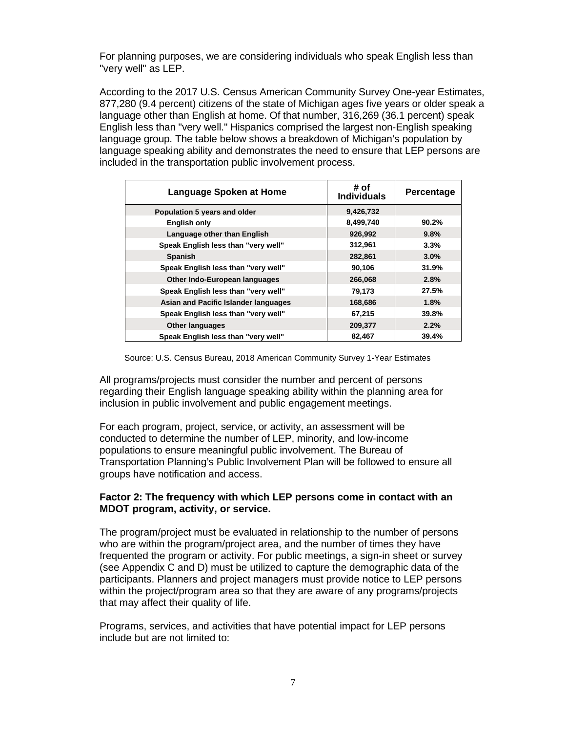For planning purposes, we are considering individuals who speak English less than "very well" as LEP.

According to the 2017 U.S. Census American Community Survey One-year Estimates, 877,280 (9.4 percent) citizens of the state of Michigan ages five years or older speak a language other than English at home. Of that number, 316,269 (36.1 percent) speak English less than "very well." Hispanics comprised the largest non-English speaking language group. The table below shows a breakdown of Michigan's population by language speaking ability and demonstrates the need to ensure that LEP persons are included in the transportation public involvement process.

| Language Spoken at Home | # of Individuals | Percentage |
|---|---|---|
| **Population 5 years and older** | **9,426,732** | |
| **English only** | **8,499,740** | **90.2%** |
| **Language other than English** | **926,992** | **9.8%** |
| **Speak English less than "very well"** | **312,961** | **3.3%** |
| **Spanish** | **282,861** | **3.0%** |
| **Speak English less than "very well"** | **90,106** | **31.9%** |
| **Other Indo-European languages** | **266,068** | **2.8%** |
| **Speak English less than "very well"** | **79,173** | **27.5%** |
| **Asian and Pacific Islander languages** | **168,686** | **1.8%** |
| **Speak English less than "very well"** | **67,215** | **39.8%** |
| **Other languages** | **209,377** | **2.2%** |
| **Speak English less than "very well"** | **82,467** | **39.4%** |

Source: U.S. Census Bureau, 2018 American Community Survey 1-Year Estimates

All programs/projects must consider the number and percent of persons regarding their English language speaking ability within the planning area for inclusion in public involvement and public engagement meetings.

For each program, project, service, or activity, an assessment will be conducted to determine the number of LEP, minority, and low-income populations to ensure meaningful public involvement. The Bureau of Transportation Planning's Public Involvement Plan will be followed to ensure all groups have notification and access.

**Factor 2: The frequency with which LEP persons come in contact with an MDOT program, activity, or service.**

The program/project must be evaluated in relationship to the number of persons who are within the program/project area, and the number of times they have frequented the program or activity. For public meetings, a sign-in sheet or survey (see Appendix C and D) must be utilized to capture the demographic data of the participants. Planners and project managers must provide notice to LEP persons within the project/program area so that they are aware of any programs/projects that may affect their quality of life.

Programs, services, and activities that have potential impact for LEP persons include but are not limited to: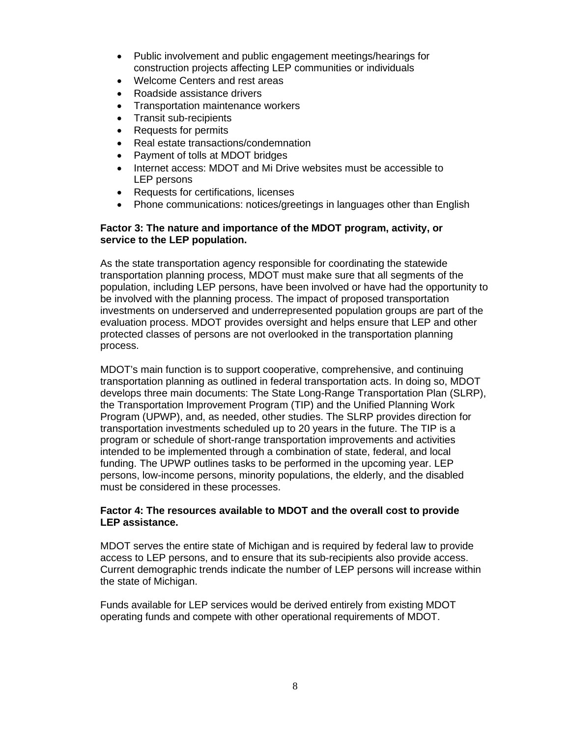- Public involvement and public engagement meetings/hearings for construction projects affecting LEP communities or individuals
- Welcome Centers and rest areas
- Roadside assistance drivers
- Transportation maintenance workers
- Transit sub-recipients
- Requests for permits
- Real estate transactions/condemnation
- Payment of tolls at MDOT bridges
- Internet access: MDOT and Mi Drive websites must be accessible to LEP persons
- Requests for certifications, licenses
- Phone communications: notices/greetings in languages other than English

**Factor 3: The nature and importance of the MDOT program, activity, or service to the LEP population.**

As the state transportation agency responsible for coordinating the statewide transportation planning process, MDOT must make sure that all segments of the population, including LEP persons, have been involved or have had the opportunity to be involved with the planning process. The impact of proposed transportation investments on underserved and underrepresented population groups are part of the evaluation process. MDOT provides oversight and helps ensure that LEP and other protected classes of persons are not overlooked in the transportation planning process.

MDOT's main function is to support cooperative, comprehensive, and continuing transportation planning as outlined in federal transportation acts. In doing so, MDOT develops three main documents: The State Long-Range Transportation Plan (SLRP), the Transportation Improvement Program (TIP) and the Unified Planning Work Program (UPWP), and, as needed, other studies. The SLRP provides direction for transportation investments scheduled up to 20 years in the future. The TIP is a program or schedule of short-range transportation improvements and activities intended to be implemented through a combination of state, federal, and local funding. The UPWP outlines tasks to be performed in the upcoming year. LEP persons, low-income persons, minority populations, the elderly, and the disabled must be considered in these processes.

**Factor 4: The resources available to MDOT and the overall cost to provide LEP assistance.**

MDOT serves the entire state of Michigan and is required by federal law to provide access to LEP persons, and to ensure that its sub-recipients also provide access. Current demographic trends indicate the number of LEP persons will increase within the state of Michigan.

Funds available for LEP services would be derived entirely from existing MDOT operating funds and compete with other operational requirements of MDOT.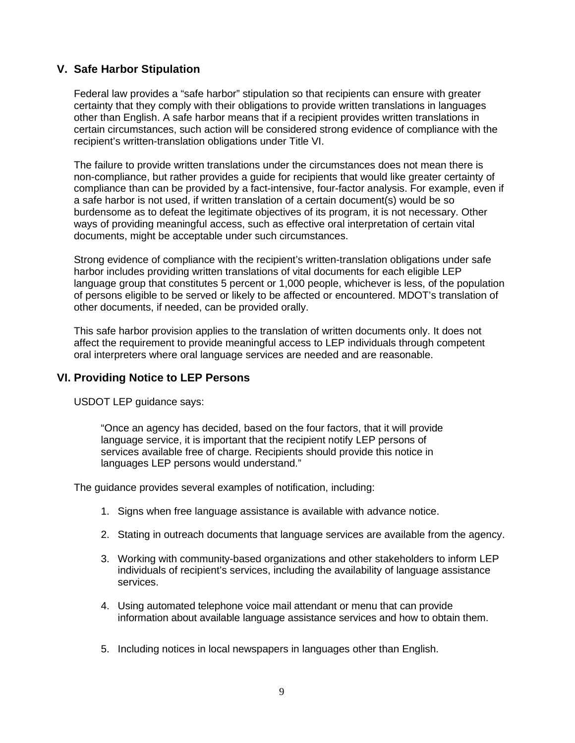## V. Safe Harbor Stipulation

Federal law provides a "safe harbor" stipulation so that recipients can ensure with greater certainty that they comply with their obligations to provide written translations in languages other than English. A safe harbor means that if a recipient provides written translations in certain circumstances, such action will be considered strong evidence of compliance with the recipient's written-translation obligations under Title VI.

The failure to provide written translations under the circumstances does not mean there is non-compliance, but rather provides a guide for recipients that would like greater certainty of compliance than can be provided by a fact-intensive, four-factor analysis. For example, even if a safe harbor is not used, if written translation of a certain document(s) would be so burdensome as to defeat the legitimate objectives of its program, it is not necessary. Other ways of providing meaningful access, such as effective oral interpretation of certain vital documents, might be acceptable under such circumstances.

Strong evidence of compliance with the recipient's written-translation obligations under safe harbor includes providing written translations of vital documents for each eligible LEP language group that constitutes 5 percent or 1,000 people, whichever is less, of the population of persons eligible to be served or likely to be affected or encountered. MDOT's translation of other documents, if needed, can be provided orally.

This safe harbor provision applies to the translation of written documents only. It does not affect the requirement to provide meaningful access to LEP individuals through competent oral interpreters where oral language services are needed and are reasonable.

## VI. Providing Notice to LEP Persons

USDOT LEP guidance says:

> "Once an agency has decided, based on the four factors, that it will provide language service, it is important that the recipient notify LEP persons of services available free of charge. Recipients should provide this notice in languages LEP persons would understand."

The guidance provides several examples of notification, including:

1. Signs when free language assistance is available with advance notice.
2. Stating in outreach documents that language services are available from the agency.
3. Working with community-based organizations and other stakeholders to inform LEP individuals of recipient's services, including the availability of language assistance services.
4. Using automated telephone voice mail attendant or menu that can provide information about available language assistance services and how to obtain them.
5. Including notices in local newspapers in languages other than English.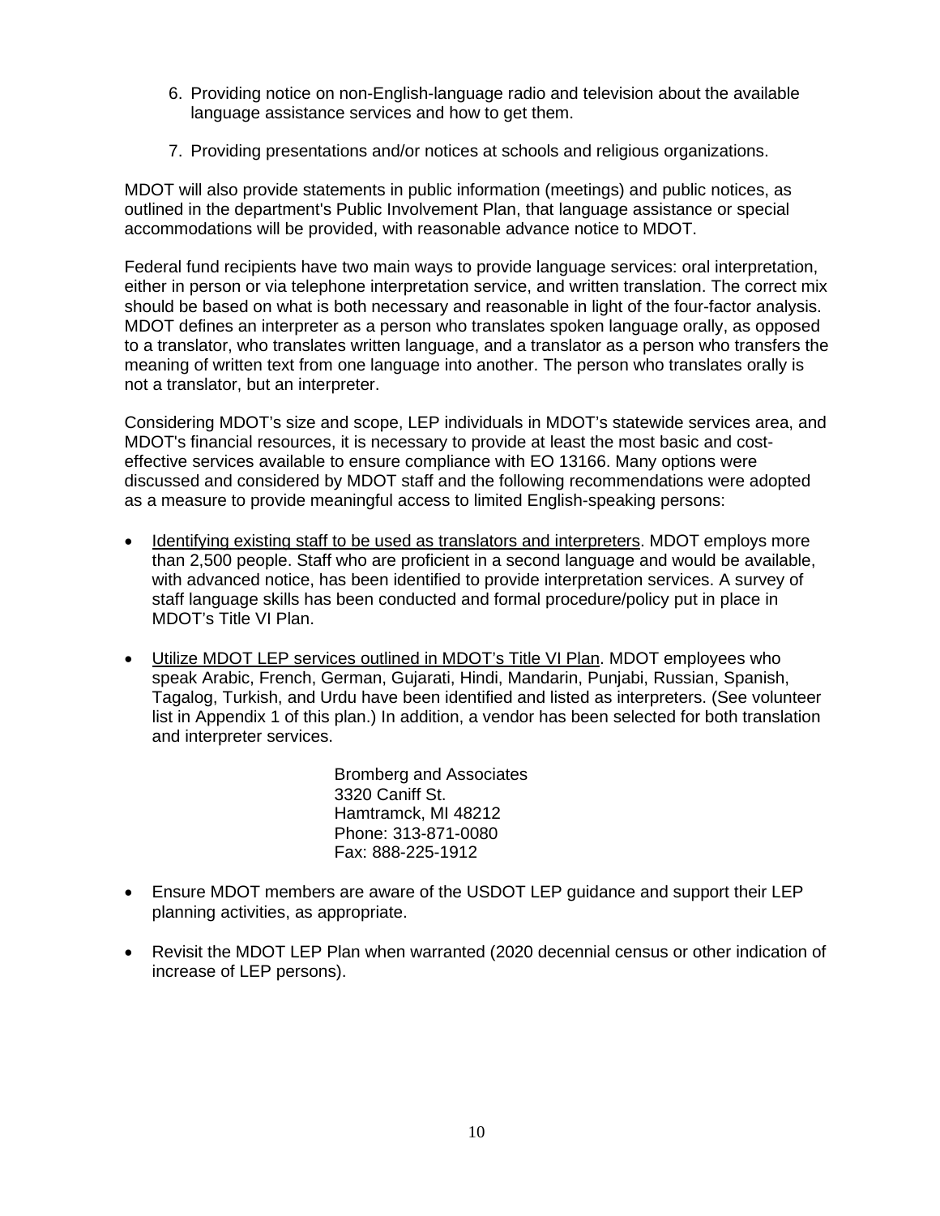6. Providing notice on non-English-language radio and television about the available language assistance services and how to get them.

7. Providing presentations and/or notices at schools and religious organizations.

MDOT will also provide statements in public information (meetings) and public notices, as outlined in the department's Public Involvement Plan, that language assistance or special accommodations will be provided, with reasonable advance notice to MDOT.

Federal fund recipients have two main ways to provide language services: oral interpretation, either in person or via telephone interpretation service, and written translation. The correct mix should be based on what is both necessary and reasonable in light of the four-factor analysis. MDOT defines an interpreter as a person who translates spoken language orally, as opposed to a translator, who translates written language, and a translator as a person who transfers the meaning of written text from one language into another. The person who translates orally is not a translator, but an interpreter.

Considering MDOT's size and scope, LEP individuals in MDOT's statewide services area, and MDOT's financial resources, it is necessary to provide at least the most basic and cost-effective services available to ensure compliance with EO 13166. Many options were discussed and considered by MDOT staff and the following recommendations were adopted as a measure to provide meaningful access to limited English-speaking persons:

- <u>Identifying existing staff to be used as translators and interpreters</u>. MDOT employs more than 2,500 people. Staff who are proficient in a second language and would be available, with advanced notice, has been identified to provide interpretation services. A survey of staff language skills has been conducted and formal procedure/policy put in place in MDOT's Title VI Plan.

- <u>Utilize MDOT LEP services outlined in MDOT's Title VI Plan</u>. MDOT employees who speak Arabic, French, German, Gujarati, Hindi, Mandarin, Punjabi, Russian, Spanish, Tagalog, Turkish, and Urdu have been identified and listed as interpreters. (See volunteer list in Appendix 1 of this plan.) In addition, a vendor has been selected for both translation and interpreter services.

  Bromberg and Associates
  3320 Caniff St.
  Hamtramck, MI 48212
  Phone: 313-871-0080
  Fax: 888-225-1912

- Ensure MDOT members are aware of the USDOT LEP guidance and support their LEP planning activities, as appropriate.

- Revisit the MDOT LEP Plan when warranted (2020 decennial census or other indication of increase of LEP persons).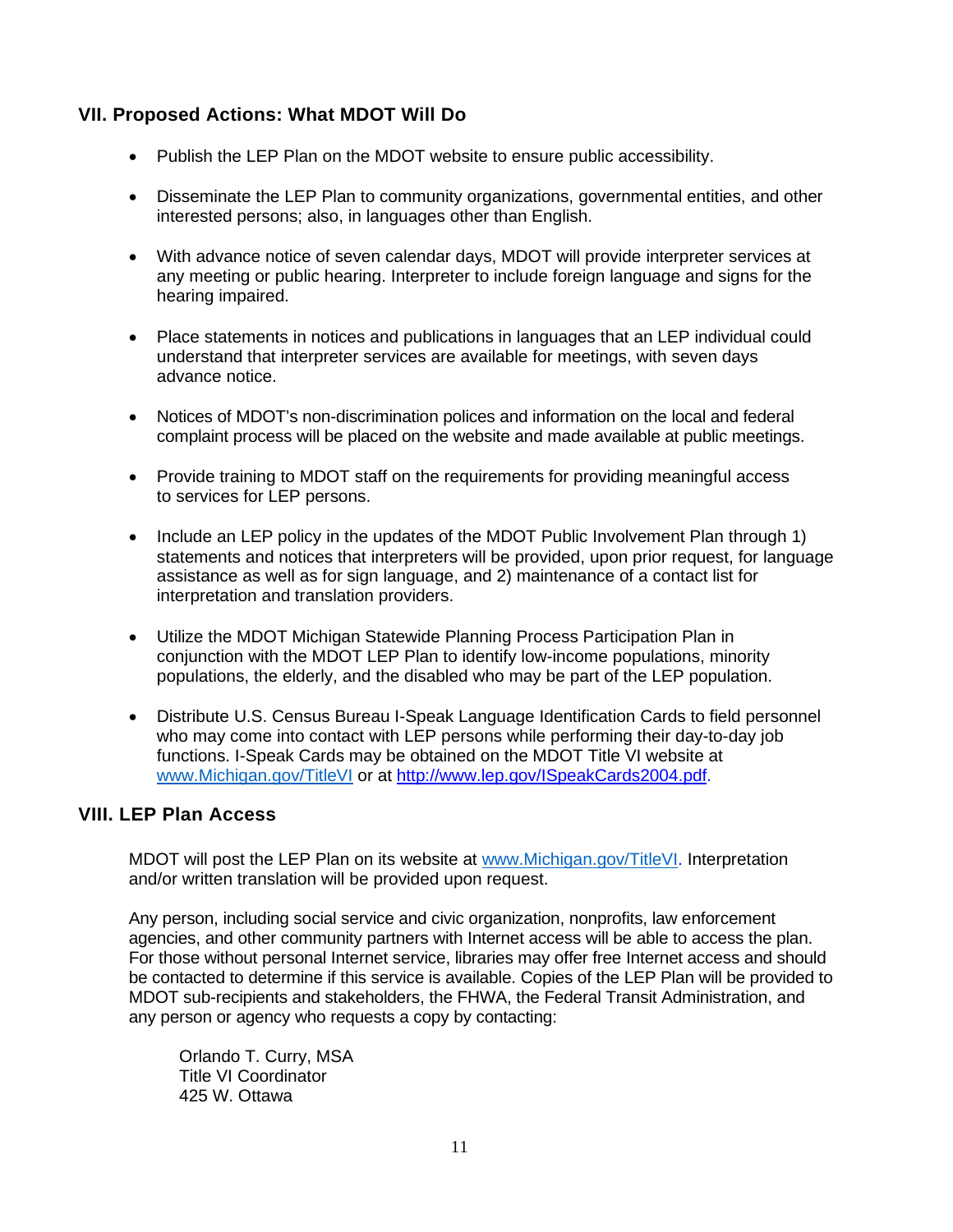## VII. Proposed Actions: What MDOT Will Do

- Publish the LEP Plan on the MDOT website to ensure public accessibility.
- Disseminate the LEP Plan to community organizations, governmental entities, and other interested persons; also, in languages other than English.
- With advance notice of seven calendar days, MDOT will provide interpreter services at any meeting or public hearing. Interpreter to include foreign language and signs for the hearing impaired.
- Place statements in notices and publications in languages that an LEP individual could understand that interpreter services are available for meetings, with seven days advance notice.
- Notices of MDOT's non-discrimination polices and information on the local and federal complaint process will be placed on the website and made available at public meetings.
- Provide training to MDOT staff on the requirements for providing meaningful access to services for LEP persons.
- Include an LEP policy in the updates of the MDOT Public Involvement Plan through 1) statements and notices that interpreters will be provided, upon prior request, for language assistance as well as for sign language, and 2) maintenance of a contact list for interpretation and translation providers.
- Utilize the MDOT Michigan Statewide Planning Process Participation Plan in conjunction with the MDOT LEP Plan to identify low-income populations, minority populations, the elderly, and the disabled who may be part of the LEP population.
- Distribute U.S. Census Bureau I-Speak Language Identification Cards to field personnel who may come into contact with LEP persons while performing their day-to-day job functions. I-Speak Cards may be obtained on the MDOT Title VI website at [www.Michigan.gov/TitleVI](www.Michigan.gov/TitleVI) or at [http://www.lep.gov/ISpeakCards2004.pdf](http://www.lep.gov/ISpeakCards2004.pdf).

## VIII. LEP Plan Access

MDOT will post the LEP Plan on its website at [www.Michigan.gov/TitleVI](www.Michigan.gov/TitleVI). Interpretation and/or written translation will be provided upon request.

Any person, including social service and civic organization, nonprofits, law enforcement agencies, and other community partners with Internet access will be able to access the plan. For those without personal Internet service, libraries may offer free Internet access and should be contacted to determine if this service is available. Copies of the LEP Plan will be provided to MDOT sub-recipients and stakeholders, the FHWA, the Federal Transit Administration, and any person or agency who requests a copy by contacting:

Orlando T. Curry, MSA
Title VI Coordinator
425 W. Ottawa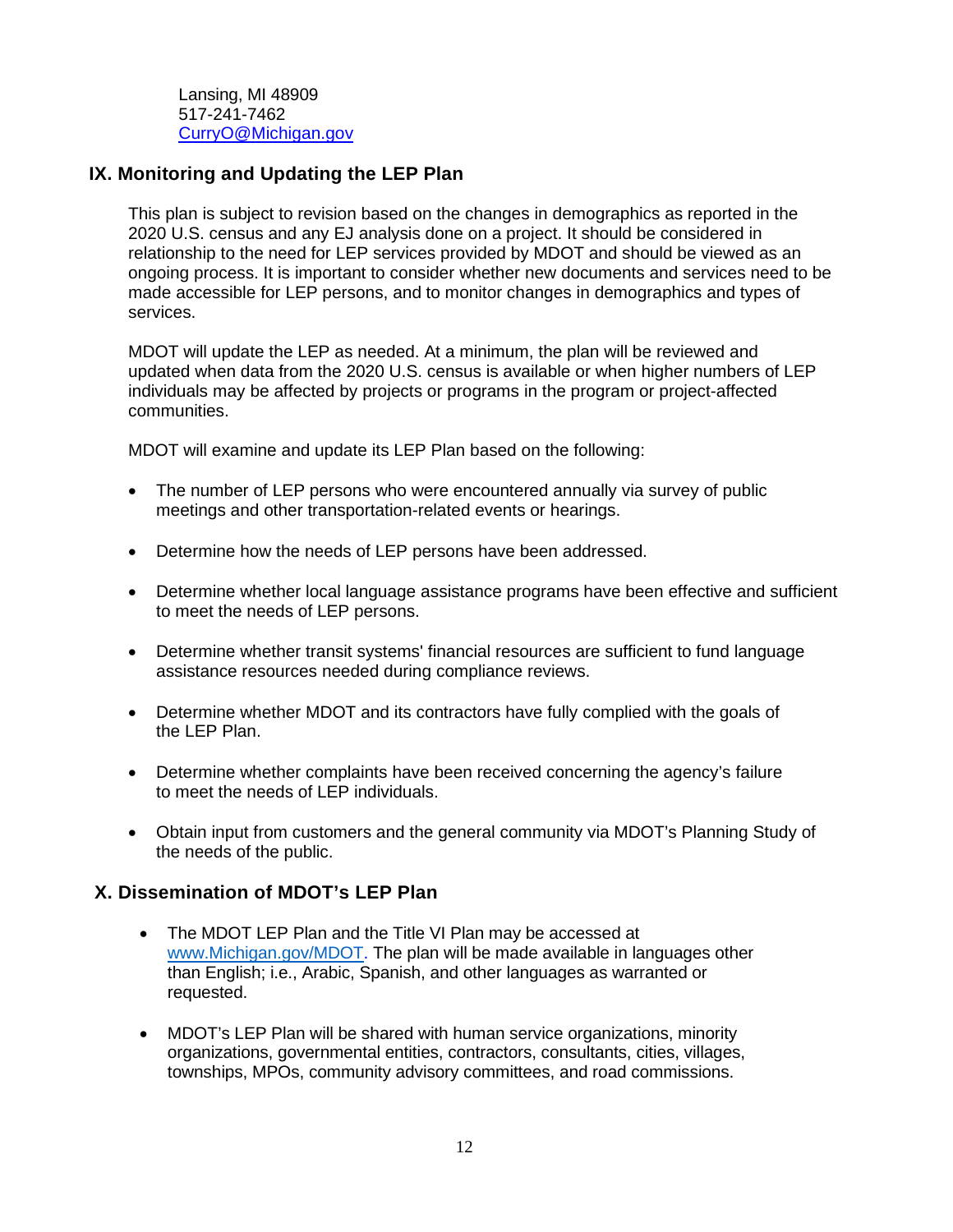Lansing, MI 48909
517-241-7462
CurryO@Michigan.gov

## IX. Monitoring and Updating the LEP Plan

This plan is subject to revision based on the changes in demographics as reported in the 2020 U.S. census and any EJ analysis done on a project. It should be considered in relationship to the need for LEP services provided by MDOT and should be viewed as an ongoing process. It is important to consider whether new documents and services need to be made accessible for LEP persons, and to monitor changes in demographics and types of services.

MDOT will update the LEP as needed. At a minimum, the plan will be reviewed and updated when data from the 2020 U.S. census is available or when higher numbers of LEP individuals may be affected by projects or programs in the program or project-affected communities.

MDOT will examine and update its LEP Plan based on the following:

- The number of LEP persons who were encountered annually via survey of public meetings and other transportation-related events or hearings.
- Determine how the needs of LEP persons have been addressed.
- Determine whether local language assistance programs have been effective and sufficient to meet the needs of LEP persons.
- Determine whether transit systems' financial resources are sufficient to fund language assistance resources needed during compliance reviews.
- Determine whether MDOT and its contractors have fully complied with the goals of the LEP Plan.
- Determine whether complaints have been received concerning the agency's failure to meet the needs of LEP individuals.
- Obtain input from customers and the general community via MDOT's Planning Study of the needs of the public.

## X. Dissemination of MDOT's LEP Plan

- The MDOT LEP Plan and the Title VI Plan may be accessed at www.Michigan.gov/MDOT. The plan will be made available in languages other than English; i.e., Arabic, Spanish, and other languages as warranted or requested.
- MDOT's LEP Plan will be shared with human service organizations, minority organizations, governmental entities, contractors, consultants, cities, villages, townships, MPOs, community advisory committees, and road commissions.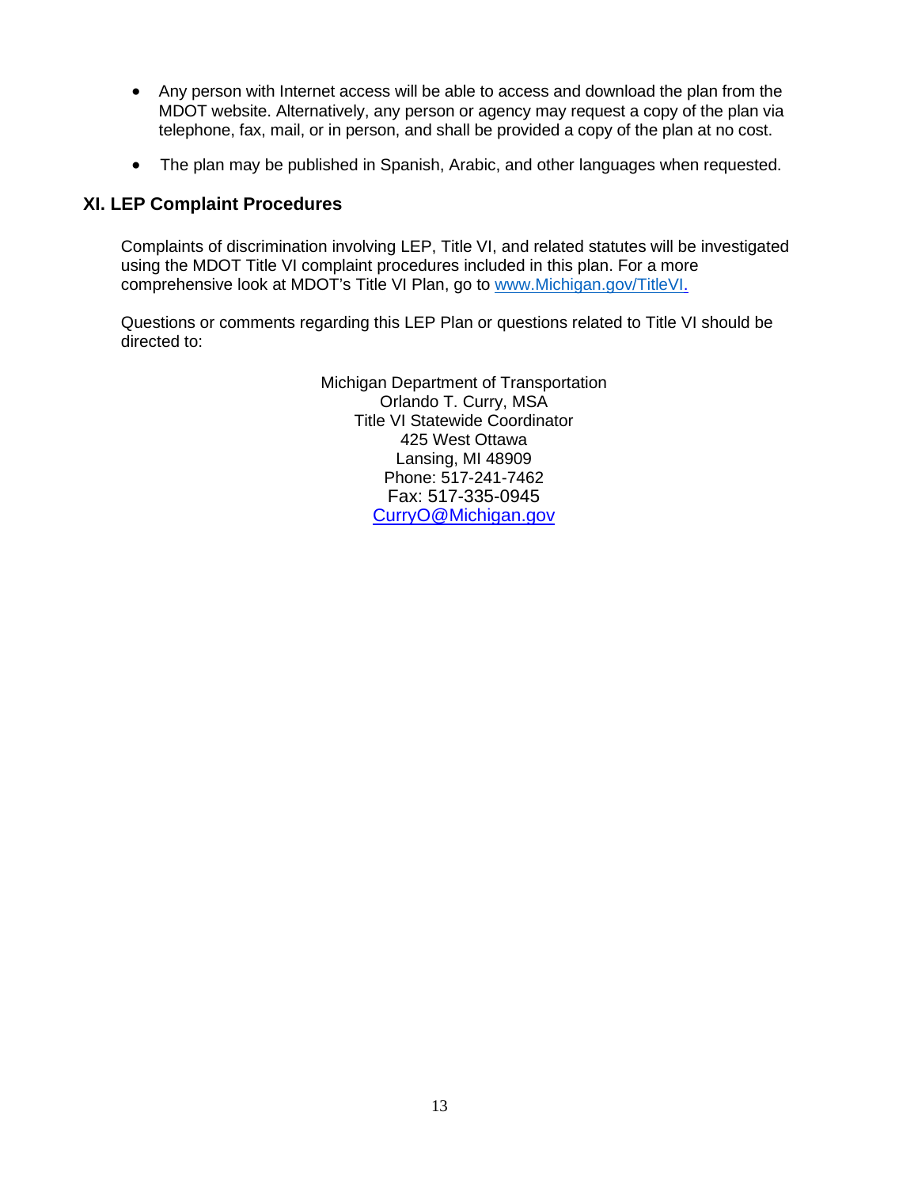- Any person with Internet access will be able to access and download the plan from the MDOT website. Alternatively, any person or agency may request a copy of the plan via telephone, fax, mail, or in person, and shall be provided a copy of the plan at no cost.

- The plan may be published in Spanish, Arabic, and other languages when requested.

## XI. LEP Complaint Procedures

Complaints of discrimination involving LEP, Title VI, and related statutes will be investigated using the MDOT Title VI complaint procedures included in this plan. For a more comprehensive look at MDOT's Title VI Plan, go to [www.Michigan.gov/TitleVI.](http://www.Michigan.gov/TitleVI)

Questions or comments regarding this LEP Plan or questions related to Title VI should be directed to:

Michigan Department of Transportation
Orlando T. Curry, MSA
Title VI Statewide Coordinator
425 West Ottawa
Lansing, MI 48909
Phone: 517-241-7462
Fax: 517-335-0945
[CurryO@Michigan.gov](mailto:CurryO@Michigan.gov)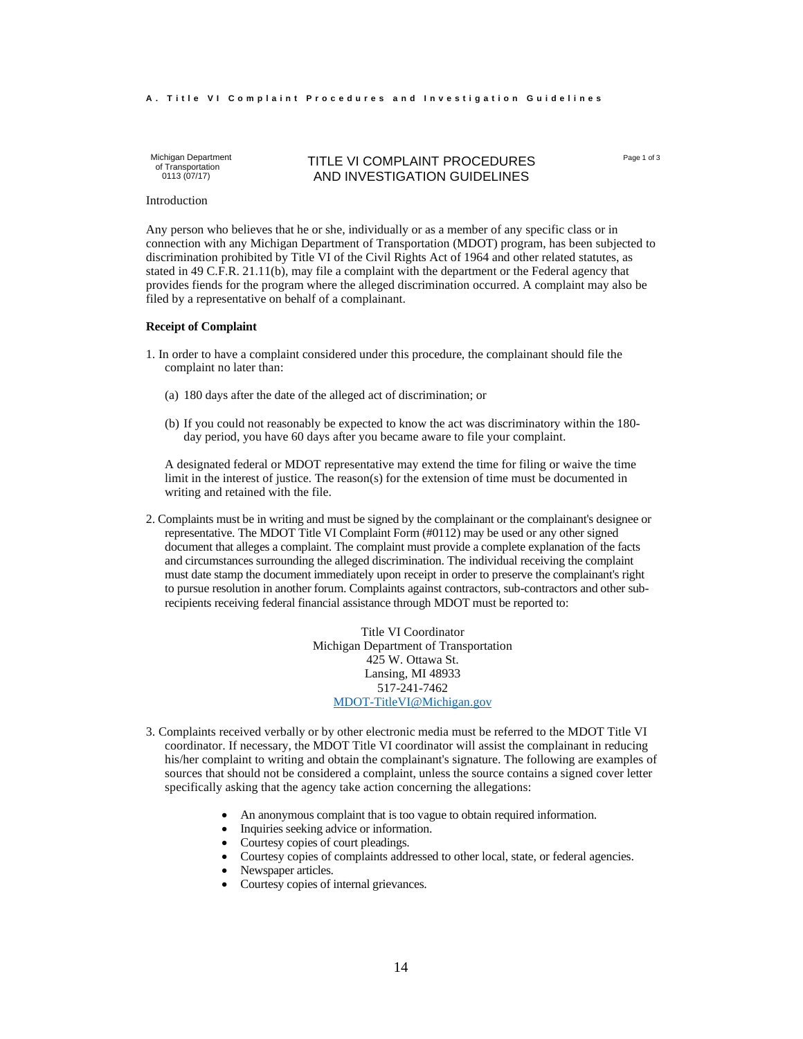## A. Title VI Complaint Procedures and Investigation Guidelines

Michigan Department of Transportation
0113 (07/17)

# TITLE VI COMPLAINT PROCEDURES AND INVESTIGATION GUIDELINES

Introduction

Any person who believes that he or she, individually or as a member of any specific class or in connection with any Michigan Department of Transportation (MDOT) program, has been subjected to discrimination prohibited by Title VI of the Civil Rights Act of 1964 and other related statutes, as stated in 49 C.F.R. 21.11(b), may file a complaint with the department or the Federal agency that provides fiends for the program where the alleged discrimination occurred. A complaint may also be filed by a representative on behalf of a complainant.

**Receipt of Complaint**

1. In order to have a complaint considered under this procedure, the complainant should file the complaint no later than:

   (a) 180 days after the date of the alleged act of discrimination; or

   (b) If you could not reasonably be expected to know the act was discriminatory within the 180-day period, you have 60 days after you became aware to file your complaint.

   A designated federal or MDOT representative may extend the time for filing or waive the time limit in the interest of justice. The reason(s) for the extension of time must be documented in writing and retained with the file.

2. Complaints must be in writing and must be signed by the complainant or the complainant's designee or representative. The MDOT Title VI Complaint Form (#0112) may be used or any other signed document that alleges a complaint. The complaint must provide a complete explanation of the facts and circumstances surrounding the alleged discrimination. The individual receiving the complaint must date stamp the document immediately upon receipt in order to preserve the complainant's right to pursue resolution in another forum. Complaints against contractors, sub-contractors and other sub-recipients receiving federal financial assistance through MDOT must be reported to:

   Title VI Coordinator
   Michigan Department of Transportation
   425 W. Ottawa St.
   Lansing, MI 48933
   517-241-7462
   MDOT-TitleVI@Michigan.gov

3. Complaints received verbally or by other electronic media must be referred to the MDOT Title VI coordinator. If necessary, the MDOT Title VI coordinator will assist the complainant in reducing his/her complaint to writing and obtain the complainant's signature. The following are examples of sources that should not be considered a complaint, unless the source contains a signed cover letter specifically asking that the agency take action concerning the allegations:

   - An anonymous complaint that is too vague to obtain required information.
   - Inquiries seeking advice or information.
   - Courtesy copies of court pleadings.
   - Courtesy copies of complaints addressed to other local, state, or federal agencies.
   - Newspaper articles.
   - Courtesy copies of internal grievances.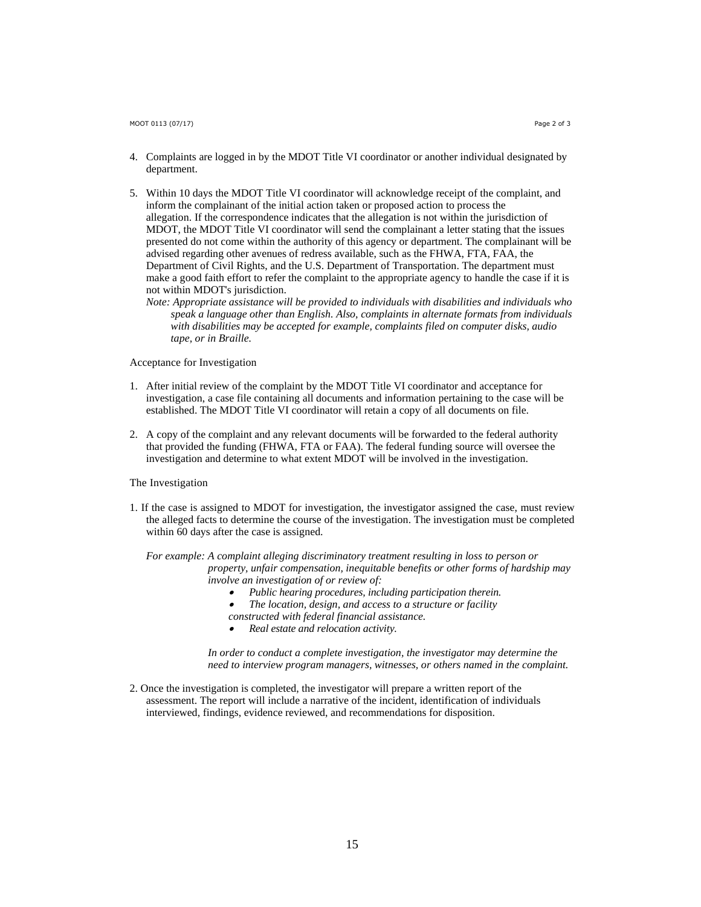4. Complaints are logged in by the MDOT Title VI coordinator or another individual designated by department.

5. Within 10 days the MDOT Title VI coordinator will acknowledge receipt of the complaint, and inform the complainant of the initial action taken or proposed action to process the allegation. If the correspondence indicates that the allegation is not within the jurisdiction of MDOT, the MDOT Title VI coordinator will send the complainant a letter stating that the issues presented do not come within the authority of this agency or department. The complainant will be advised regarding other avenues of redress available, such as the FHWA, FTA, FAA, the Department of Civil Rights, and the U.S. Department of Transportation. The department must make a good faith effort to refer the complaint to the appropriate agency to handle the case if it is not within MDOT's jurisdiction.

   *Note: Appropriate assistance will be provided to individuals with disabilities and individuals who speak a language other than English. Also, complaints in alternate formats from individuals with disabilities may be accepted for example, complaints filed on computer disks, audio tape, or in Braille.*

Acceptance for Investigation

1. After initial review of the complaint by the MDOT Title VI coordinator and acceptance for investigation, a case file containing all documents and information pertaining to the case will be established. The MDOT Title VI coordinator will retain a copy of all documents on file.

2. A copy of the complaint and any relevant documents will be forwarded to the federal authority that provided the funding (FHWA, FTA or FAA). The federal funding source will oversee the investigation and determine to what extent MDOT will be involved in the investigation.

The Investigation

1. If the case is assigned to MDOT for investigation, the investigator assigned the case, must review the alleged facts to determine the course of the investigation. The investigation must be completed within 60 days after the case is assigned.

   *For example: A complaint alleging discriminatory treatment resulting in loss to person or property, unfair compensation, inequitable benefits or other forms of hardship may involve an investigation of or review of:*

   - *Public hearing procedures, including participation therein.*
   - *The location, design, and access to a structure or facility constructed with federal financial assistance.*
   - *Real estate and relocation activity.*

   *In order to conduct a complete investigation, the investigator may determine the need to interview program managers, witnesses, or others named in the complaint.*

2. Once the investigation is completed, the investigator will prepare a written report of the assessment. The report will include a narrative of the incident, identification of individuals interviewed, findings, evidence reviewed, and recommendations for disposition.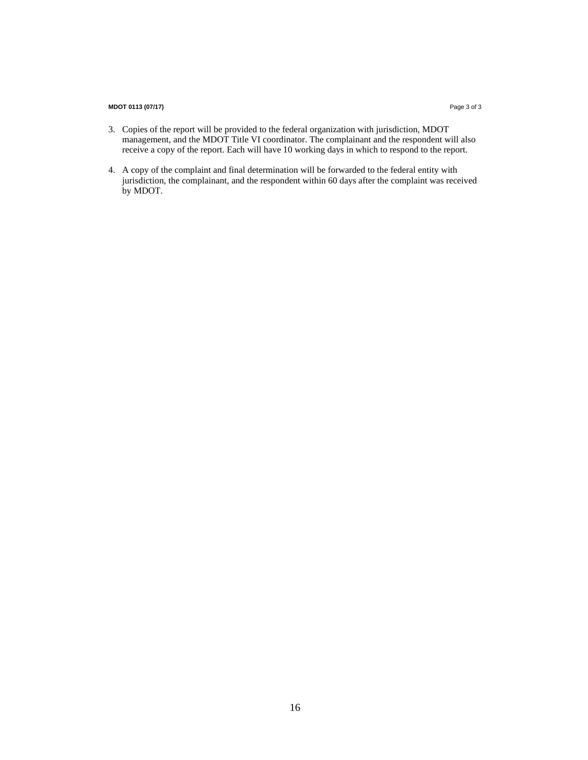3. Copies of the report will be provided to the federal organization with jurisdiction, MDOT management, and the MDOT Title VI coordinator. The complainant and the respondent will also receive a copy of the report. Each will have 10 working days in which to respond to the report.

4. A copy of the complaint and final determination will be forwarded to the federal entity with jurisdiction, the complainant, and the respondent within 60 days after the complaint was received by MDOT.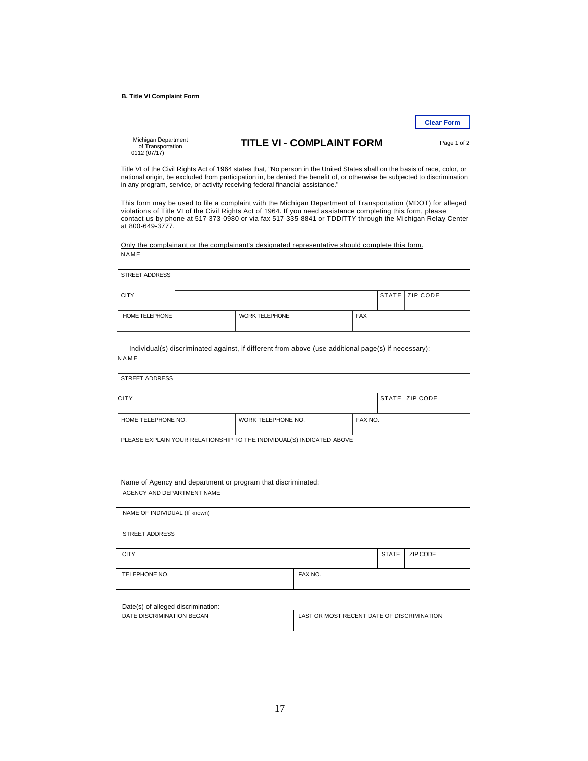**B. Title VI Complaint Form**

Clear Form

Michigan Department of Transportation
0112 (07/17)

# TITLE VI - COMPLAINT FORM

Page 1 of 2

Title VI of the Civil Rights Act of 1964 states that, "No person in the United States shall on the basis of race, color, or national origin, be excluded from participation in, be denied the benefit of, or otherwise be subjected to discrimination in any program, service, or activity receiving federal financial assistance."

This form may be used to file a complaint with the Michigan Department of Transportation (MDOT) for alleged violations of Title VI of the Civil Rights Act of 1964. If you need assistance completing this form, please contact us by phone at 517-373-0980 or via fax 517-335-8841 or TDDiTTY through the Michigan Relay Center at 800-649-3777.

Only the complainant or the complainant's designated representative should complete this form.

| NAME | | | | |
|---|---|---|---|---|
| STREET ADDRESS | | | | |
| CITY | | | STATE | ZIP CODE |
| HOME TELEPHONE | WORK TELEPHONE | FAX | | |

Individual(s) discriminated against, if different from above (use additional page(s) if necessary):

| NAME | | | | |
|---|---|---|---|---|
| STREET ADDRESS | | | | |
| CITY | | | STATE | ZIP CODE |
| HOME TELEPHONE NO. | WORK TELEPHONE NO. | FAX NO. | | |
| PLEASE EXPLAIN YOUR RELATIONSHIP TO THE INDIVIDUAL(S) INDICATED ABOVE | | | | |

Name of Agency and department or program that discriminated:

| AGENCY AND DEPARTMENT NAME | | | |
|---|---|---|---|
| NAME OF INDIVIDUAL (If known) | | | |
| STREET ADDRESS | | | |
| CITY | | STATE | ZIP CODE |
| TELEPHONE NO. | FAX NO. | | |

Date(s) of alleged discrimination:

| DATE DISCRIMINATION BEGAN | LAST OR MOST RECENT DATE OF DISCRIMINATION |
|---|---|
| | |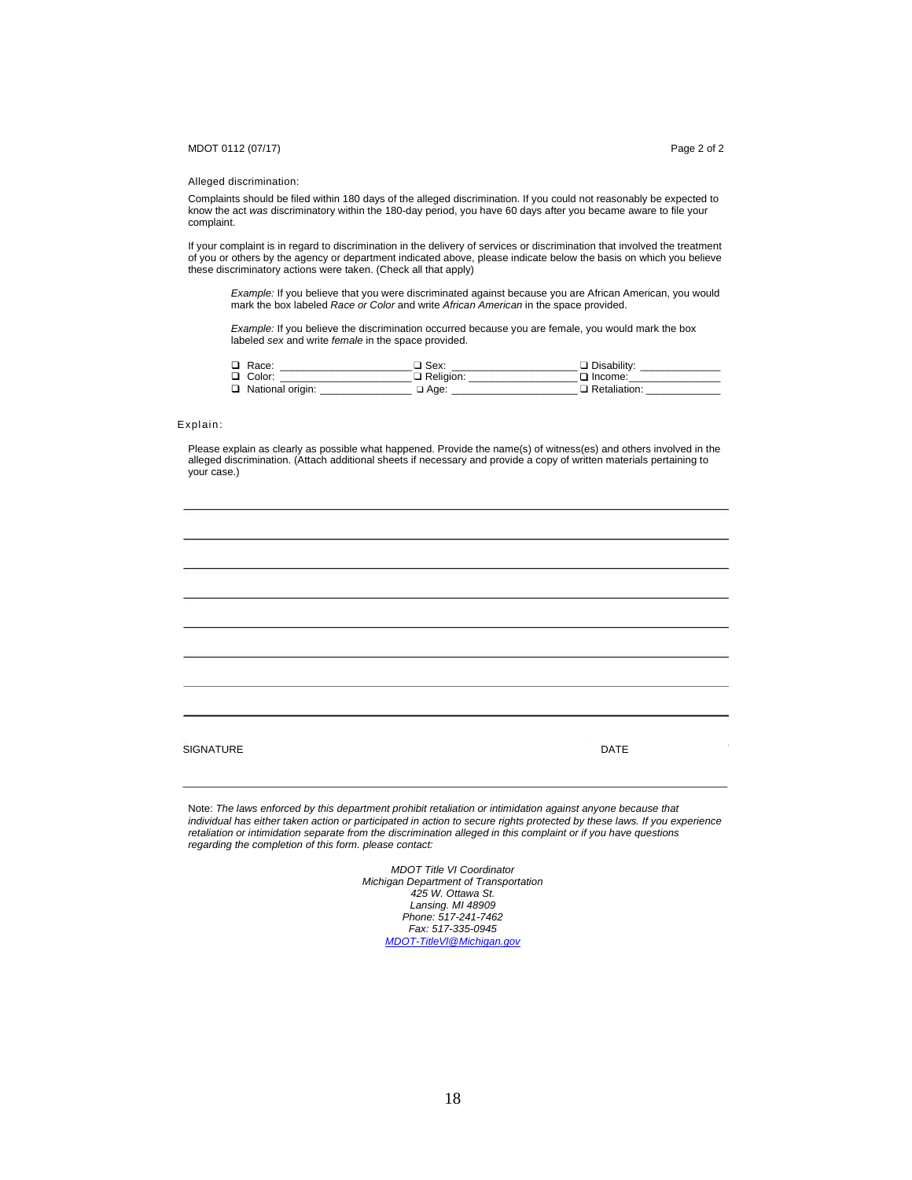Alleged discrimination:

Complaints should be filed within 180 days of the alleged discrimination. If you could not reasonably be expected to know the act *was* discriminatory within the 180-day period, you have 60 days after you became aware to file your complaint.

If your complaint is in regard to discrimination in the delivery of services or discrimination that involved the treatment of you or others by the agency or department indicated above, please indicate below the basis on which you believe these discriminatory actions were taken. (Check all that apply)

> *Example:* If you believe that you were discriminated against because you are African American, you would mark the box labeled *Race or Color* and write *African American* in the space provided.
>
> *Example:* If you believe the discrimination occurred because you are female, you would mark the box labeled *sex* and write *female* in the space provided.

❑ Race: ______________________ ❑ Sex: ____________________ ❑ Disability: _____________
❑ Color: ______________________ ❑ Religion: _________________ ❑ Income:_______________
❑ National origin: _______________ ❑ Age: ____________________ ❑ Retaliation: ____________

Explain:

Please explain as clearly as possible what happened. Provide the name(s) of witness(es) and others involved in the alleged discrimination. (Attach additional sheets if necessary and provide a copy of written materials pertaining to your case.)

________________________________________________________________________________

________________________________________________________________________________

________________________________________________________________________________

________________________________________________________________________________

________________________________________________________________________________

________________________________________________________________________________

________________________________________________________________________________

________________________________________________________________________________

SIGNATURE DATE

________________________________________________________________________________

Note: *The laws enforced by this department prohibit retaliation or intimidation against anyone because that individual has either taken action or participated in action to secure rights protected by these laws. If you experience retaliation or intimidation separate from the discrimination alleged in this complaint or if you have questions regarding the completion of this form. please contact:*

*MDOT Title VI Coordinator*
*Michigan Department of Transportation*
*425 W. Ottawa St.*
*Lansing. MI 48909*
*Phone: 517-241-7462*
*Fax: 517-335-0945*
*MDOT-TitleVI@Michigan.gov*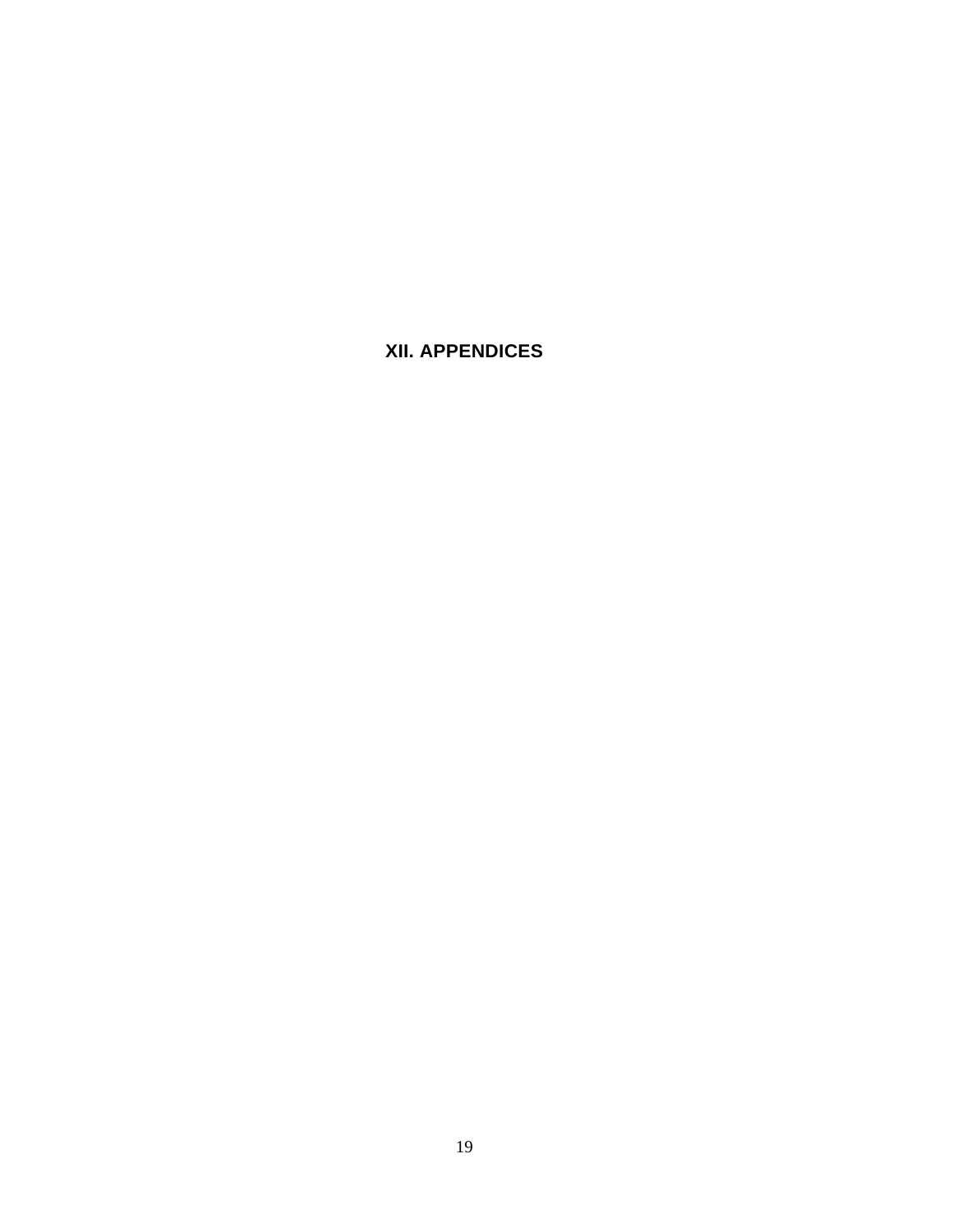# XII. APPENDICES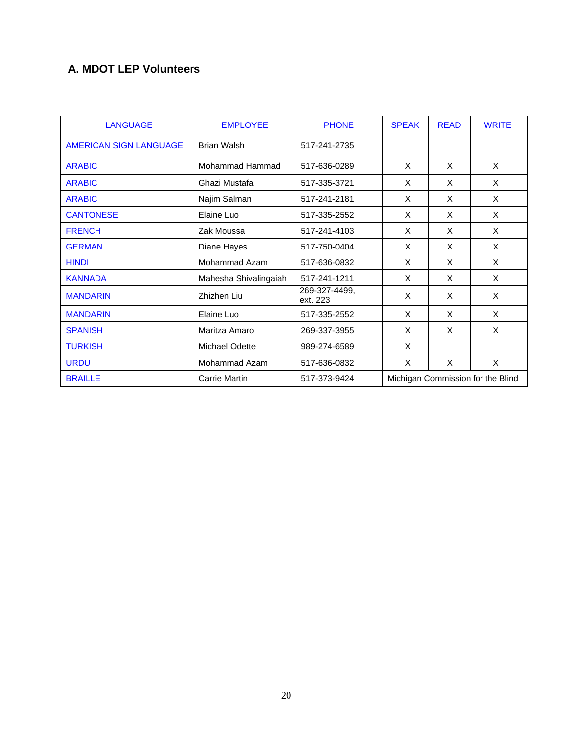## A. MDOT LEP Volunteers

| LANGUAGE | EMPLOYEE | PHONE | SPEAK | READ | WRITE |
|---|---|---|---|---|---|
| AMERICAN SIGN LANGUAGE | Brian Walsh | 517-241-2735 | | | |
| ARABIC | Mohammad Hammad | 517-636-0289 | X | X | X |
| ARABIC | Ghazi Mustafa | 517-335-3721 | X | X | X |
| ARABIC | Najim Salman | 517-241-2181 | X | X | X |
| CANTONESE | Elaine Luo | 517-335-2552 | X | X | X |
| FRENCH | Zak Moussa | 517-241-4103 | X | X | X |
| GERMAN | Diane Hayes | 517-750-0404 | X | X | X |
| HINDI | Mohammad Azam | 517-636-0832 | X | X | X |
| KANNADA | Mahesha Shivalingaiah | 517-241-1211 | X | X | X |
| MANDARIN | Zhizhen Liu | 269-327-4499, ext. 223 | X | X | X |
| MANDARIN | Elaine Luo | 517-335-2552 | X | X | X |
| SPANISH | Maritza Amaro | 269-337-3955 | X | X | X |
| TURKISH | Michael Odette | 989-274-6589 | X | | |
| URDU | Mohammad Azam | 517-636-0832 | X | X | X |
| BRAILLE | Carrie Martin | 517-373-9424 | Michigan Commission for the Blind | | |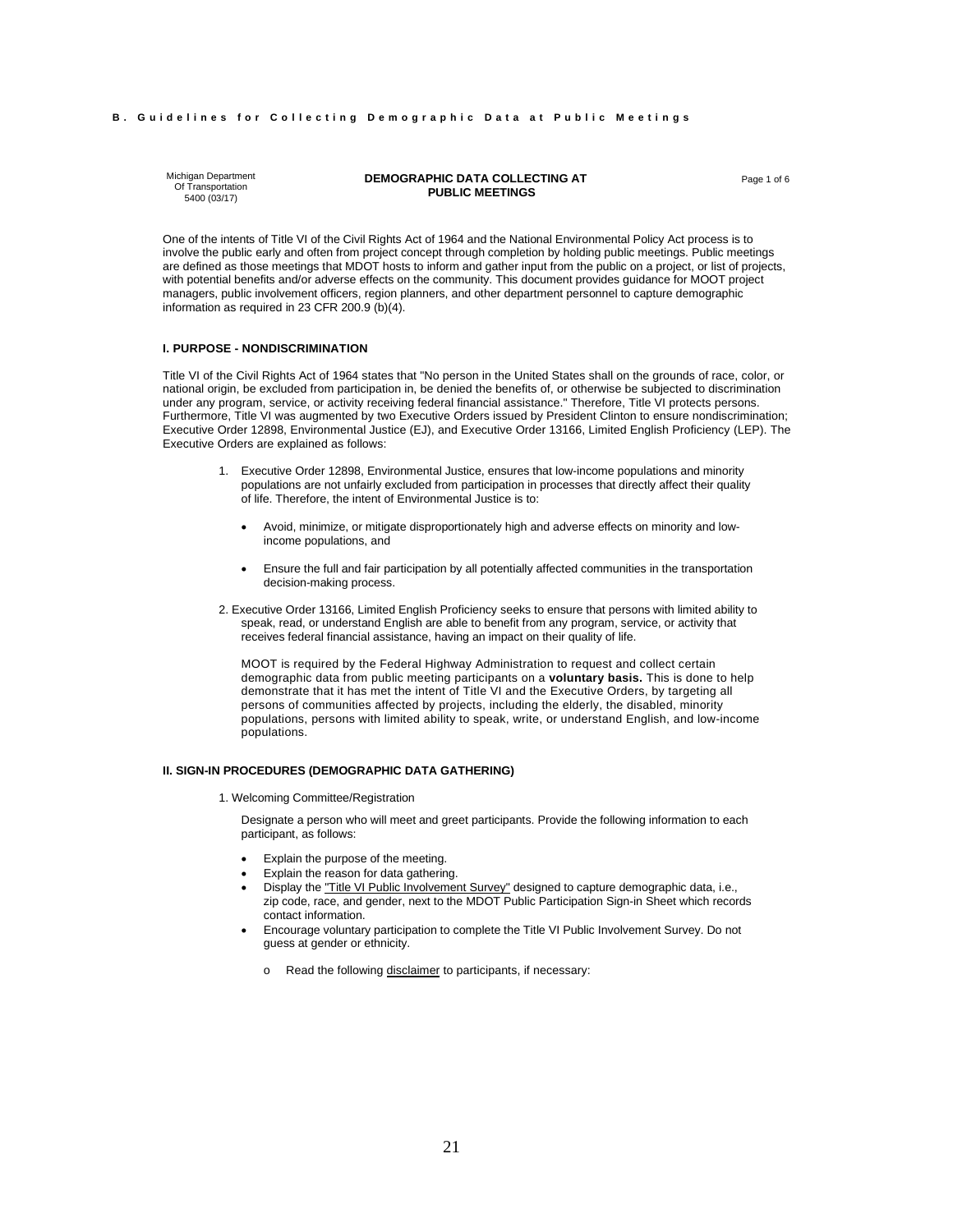## B. Guidelines for Collecting Demographic Data at Public Meetings

Michigan Department Of Transportation 5400 (03/17)

**DEMOGRAPHIC DATA COLLECTING AT PUBLIC MEETINGS**

One of the intents of Title VI of the Civil Rights Act of 1964 and the National Environmental Policy Act process is to involve the public early and often from project concept through completion by holding public meetings. Public meetings are defined as those meetings that MDOT hosts to inform and gather input from the public on a project, or list of projects, with potential benefits and/or adverse effects on the community. This document provides guidance for MOOT project managers, public involvement officers, region planners, and other department personnel to capture demographic information as required in 23 CFR 200.9 (b)(4).

### I. PURPOSE - NONDISCRIMINATION

Title VI of the Civil Rights Act of 1964 states that "No person in the United States shall on the grounds of race, color, or national origin, be excluded from participation in, be denied the benefits of, or otherwise be subjected to discrimination under any program, service, or activity receiving federal financial assistance." Therefore, Title VI protects persons. Furthermore, Title VI was augmented by two Executive Orders issued by President Clinton to ensure nondiscrimination; Executive Order 12898, Environmental Justice (EJ), and Executive Order 13166, Limited English Proficiency (LEP). The Executive Orders are explained as follows:

1. Executive Order 12898, Environmental Justice, ensures that low-income populations and minority populations are not unfairly excluded from participation in processes that directly affect their quality of life. Therefore, the intent of Environmental Justice is to:
   - Avoid, minimize, or mitigate disproportionately high and adverse effects on minority and low-income populations, and
   - Ensure the full and fair participation by all potentially affected communities in the transportation decision-making process.
2. Executive Order 13166, Limited English Proficiency seeks to ensure that persons with limited ability to speak, read, or understand English are able to benefit from any program, service, or activity that receives federal financial assistance, having an impact on their quality of life.

   MOOT is required by the Federal Highway Administration to request and collect certain demographic data from public meeting participants on a **voluntary basis.** This is done to help demonstrate that it has met the intent of Title VI and the Executive Orders, by targeting all persons of communities affected by projects, including the elderly, the disabled, minority populations, persons with limited ability to speak, write, or understand English, and low-income populations.

### II. SIGN-IN PROCEDURES (DEMOGRAPHIC DATA GATHERING)

1. Welcoming Committee/Registration

   Designate a person who will meet and greet participants. Provide the following information to each participant, as follows:

   - Explain the purpose of the meeting.
   - Explain the reason for data gathering.
   - Display the "Title VI Public Involvement Survey" designed to capture demographic data, i.e., zip code, race, and gender, next to the MDOT Public Participation Sign-in Sheet which records contact information.
   - Encourage voluntary participation to complete the Title VI Public Involvement Survey. Do not guess at gender or ethnicity.
     - Read the following disclaimer to participants, if necessary: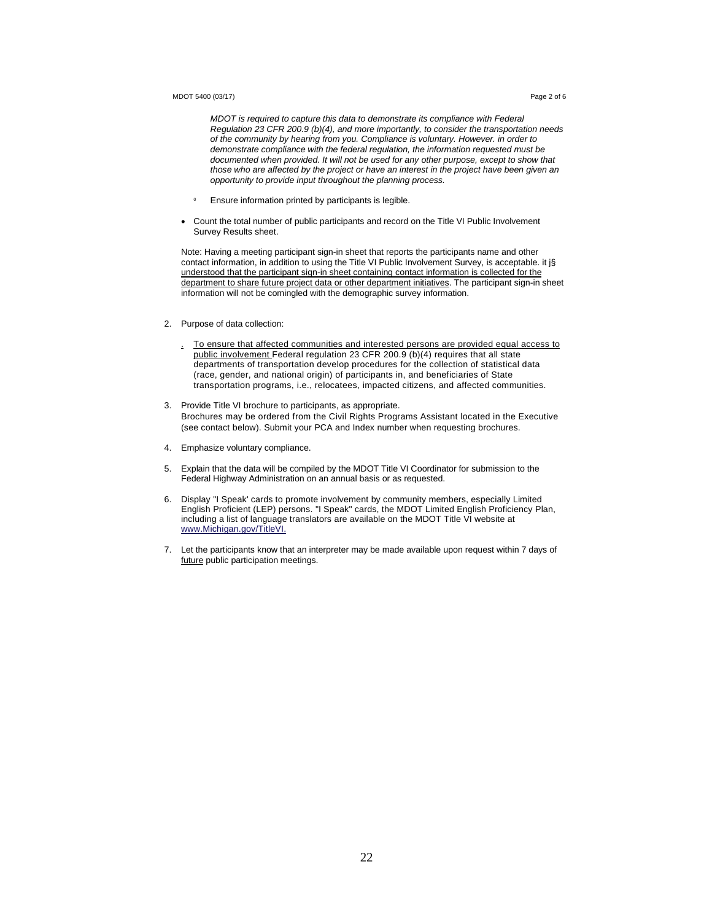*MDOT is required to capture this data to demonstrate its compliance with Federal Regulation 23 CFR 200.9 (b)(4), and more importantly, to consider the transportation needs of the community by hearing from you. Compliance is voluntary. However. in order to demonstrate compliance with the federal regulation, the information requested must be documented when provided. It will not be used for any other purpose, except to show that those who are affected by the project or have an interest in the project have been given an opportunity to provide input throughout the planning process.*

- Ensure information printed by participants is legible.

- Count the total number of public participants and record on the Title VI Public Involvement Survey Results sheet.

Note: Having a meeting participant sign-in sheet that reports the participants name and other contact information, in addition to using the Title VI Public Involvement Survey, is acceptable. it j§ understood that the participant sign-in sheet containing contact information is collected for the department to share future project data or other department initiatives. The participant sign-in sheet information will not be comingled with the demographic survey information.

2. Purpose of data collection:

   - To ensure that affected communities and interested persons are provided equal access to public involvement Federal regulation 23 CFR 200.9 (b)(4) requires that all state departments of transportation develop procedures for the collection of statistical data (race, gender, and national origin) of participants in, and beneficiaries of State transportation programs, i.e., relocatees, impacted citizens, and affected communities.

3. Provide Title VI brochure to participants, as appropriate.
   Brochures may be ordered from the Civil Rights Programs Assistant located in the Executive (see contact below). Submit your PCA and Index number when requesting brochures.

4. Emphasize voluntary compliance.

5. Explain that the data will be compiled by the MDOT Title VI Coordinator for submission to the Federal Highway Administration on an annual basis or as requested.

6. Display "I Speak' cards to promote involvement by community members, especially Limited English Proficient (LEP) persons. "I Speak" cards, the MDOT Limited English Proficiency Plan, including a list of language translators are available on the MDOT Title VI website at www.Michigan.gov/TitleVI.

7. Let the participants know that an interpreter may be made available upon request within 7 days of future public participation meetings.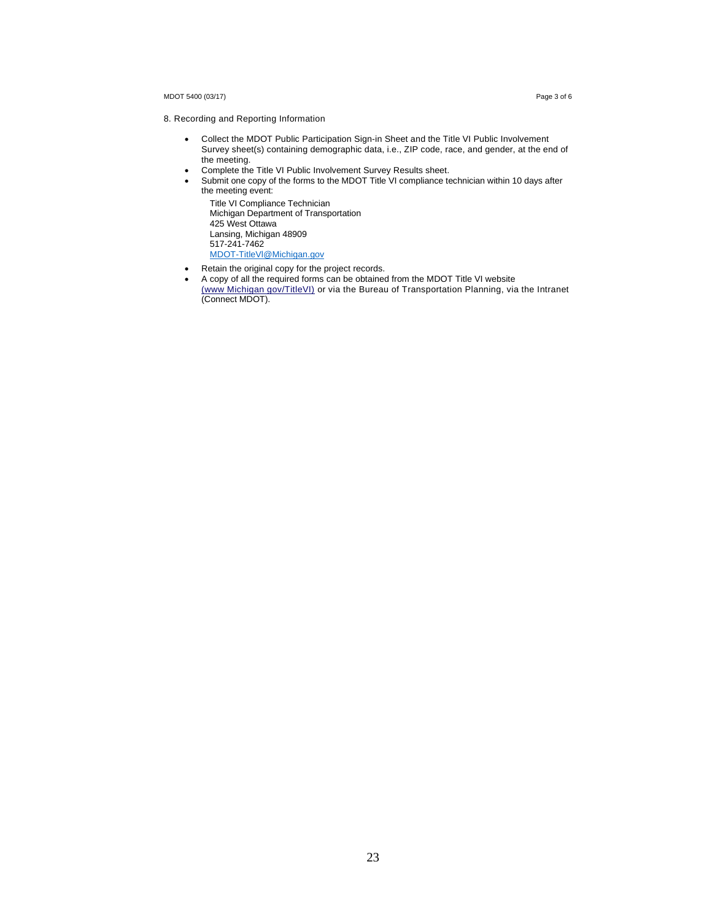8. Recording and Reporting Information

- Collect the MDOT Public Participation Sign-in Sheet and the Title VI Public Involvement Survey sheet(s) containing demographic data, i.e., ZIP code, race, and gender, at the end of the meeting.
- Complete the Title VI Public Involvement Survey Results sheet.
- Submit one copy of the forms to the MDOT Title VI compliance technician within 10 days after the meeting event:

  Title VI Compliance Technician
  Michigan Department of Transportation
  425 West Ottawa
  Lansing, Michigan 48909
  517-241-7462
  MDOT-TitleVI@Michigan.gov

- Retain the original copy for the project records.
- A copy of all the required forms can be obtained from the MDOT Title VI website (www Michigan gov/TitleVI) or via the Bureau of Transportation Planning, via the Intranet (Connect MDOT).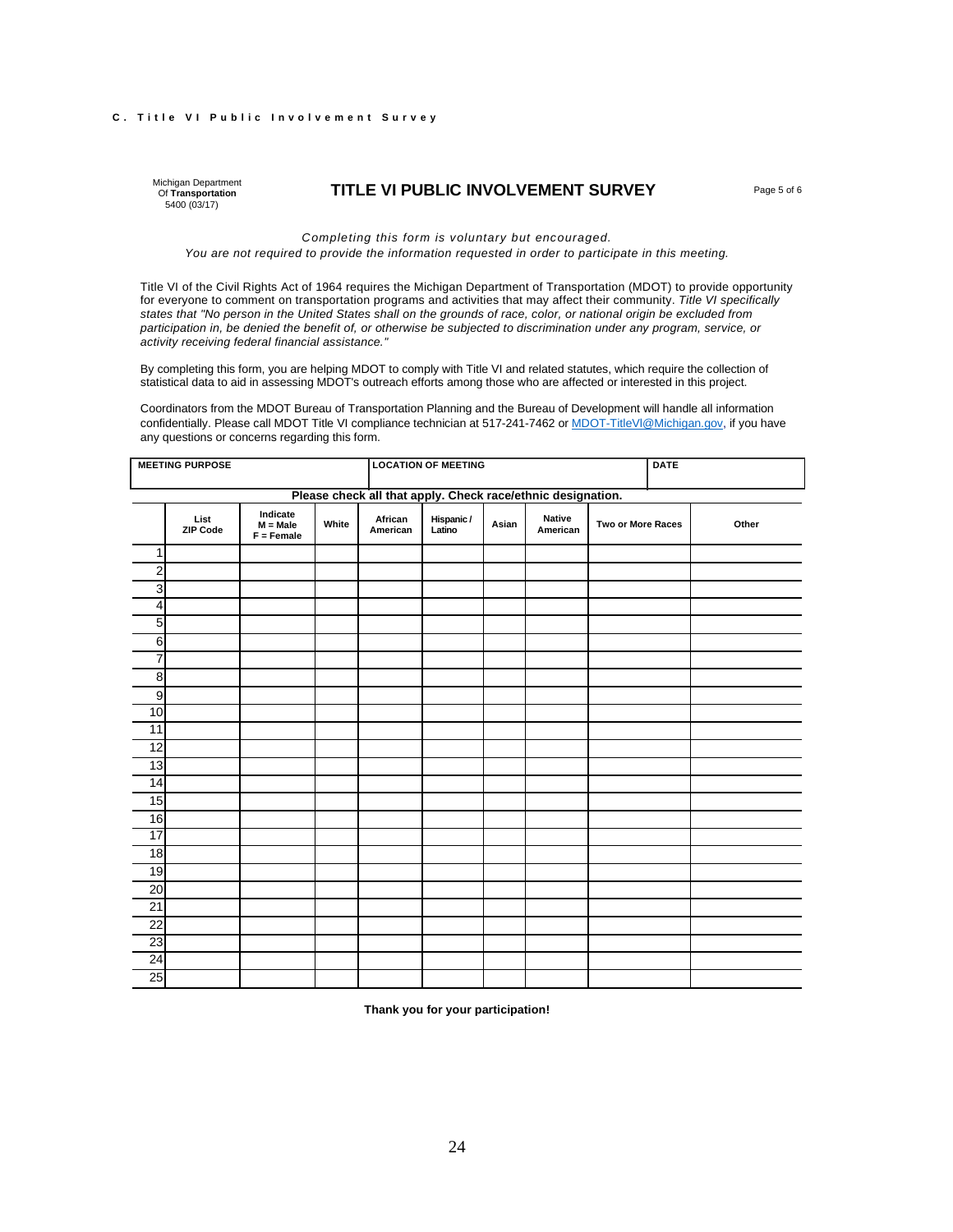**C. Title VI Public Involvement Survey**

Michigan Department Of **Transportation**
5400 (03/17)

# TITLE VI PUBLIC INVOLVEMENT SURVEY

Page 5 of 6

*Completing this form is voluntary but encouraged.*
*You are not required to provide the information requested in order to participate in this meeting.*

Title VI of the Civil Rights Act of 1964 requires the Michigan Department of Transportation (MDOT) to provide opportunity for everyone to comment on transportation programs and activities that may affect their community. *Title VI specifically states that "No person in the United States shall on the grounds of race, color, or national origin be excluded from participation in, be denied the benefit of, or otherwise be subjected to discrimination under any program, service, or activity receiving federal financial assistance."*

By completing this form, you are helping MDOT to comply with Title VI and related statutes, which require the collection of statistical data to aid in assessing MDOT's outreach efforts among those who are affected or interested in this project.

Coordinators from the MDOT Bureau of Transportation Planning and the Bureau of Development will handle all information confidentially. Please call MDOT Title VI compliance technician at 517-241-7462 or MDOT-TitleVI@Michigan.gov, if you have any questions or concerns regarding this form.

| MEETING PURPOSE | LOCATION OF MEETING | DATE |
|---|---|---|
| | | |

**Please check all that apply. Check race/ethnic designation.**

| | List ZIP Code | Indicate M = Male F = Female | White | African American | Hispanic / Latino | Asian | Native American | Two or More Races | Other |
|---|---|---|---|---|---|---|---|---|---|
| 1 | | | | | | | | | |
| 2 | | | | | | | | | |
| 3 | | | | | | | | | |
| 4 | | | | | | | | | |
| 5 | | | | | | | | | |
| 6 | | | | | | | | | |
| 7 | | | | | | | | | |
| 8 | | | | | | | | | |
| 9 | | | | | | | | | |
| 10 | | | | | | | | | |
| 11 | | | | | | | | | |
| 12 | | | | | | | | | |
| 13 | | | | | | | | | |
| 14 | | | | | | | | | |
| 15 | | | | | | | | | |
| 16 | | | | | | | | | |
| 17 | | | | | | | | | |
| 18 | | | | | | | | | |
| 19 | | | | | | | | | |
| 20 | | | | | | | | | |
| 21 | | | | | | | | | |
| 22 | | | | | | | | | |
| 23 | | | | | | | | | |
| 24 | | | | | | | | | |
| 25 | | | | | | | | | |

**Thank you for your participation!**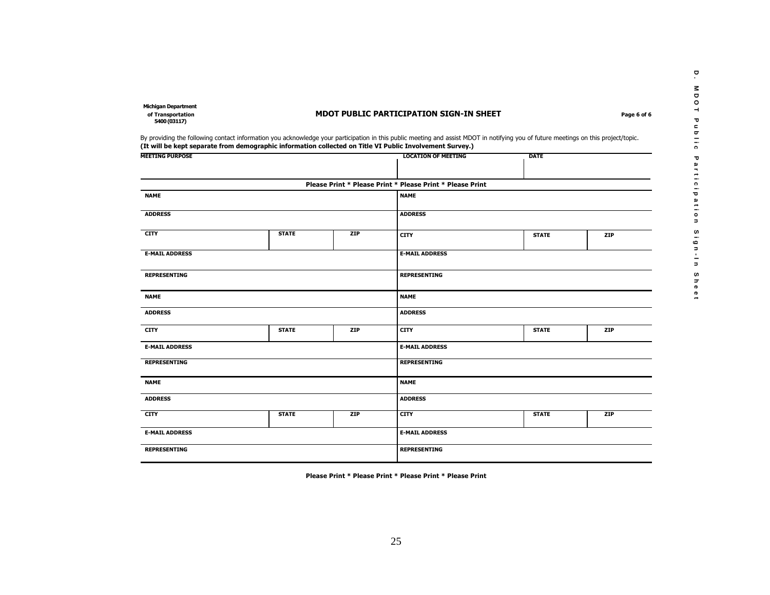**Michigan Department of Transportation**
**5400 (03117)**

## MDOT PUBLIC PARTICIPATION SIGN-IN SHEET

**Page 6 of 6**

By providing the following contact information you acknowledge your participation in this public meeting and assist MDOT in notifying you of future meetings on this project/topic.
**(It will be kept separate from demographic information collected on Title VI Public Involvement Survey.)**

| MEETING PURPOSE | LOCATION OF MEETING | DATE |
|---|---|---|
| | | |

**Please Print * Please Print * Please Print * Please Print**

| NAME | | | NAME | | |
|---|---|---|---|---|---|
| ADDRESS | | | ADDRESS | | |
| CITY | STATE | ZIP | CITY | STATE | ZIP |
| E-MAIL ADDRESS | | | E-MAIL ADDRESS | | |
| REPRESENTING | | | REPRESENTING | | |
| NAME | | | NAME | | |
| ADDRESS | | | ADDRESS | | |
| CITY | STATE | ZIP | CITY | STATE | ZIP |
| E-MAIL ADDRESS | | | E-MAIL ADDRESS | | |
| REPRESENTING | | | REPRESENTING | | |
| NAME | | | NAME | | |
| ADDRESS | | | ADDRESS | | |
| CITY | STATE | ZIP | CITY | STATE | ZIP |
| E-MAIL ADDRESS | | | E-MAIL ADDRESS | | |
| REPRESENTING | | | REPRESENTING | | |

**Please Print * Please Print * Please Print * Please Print**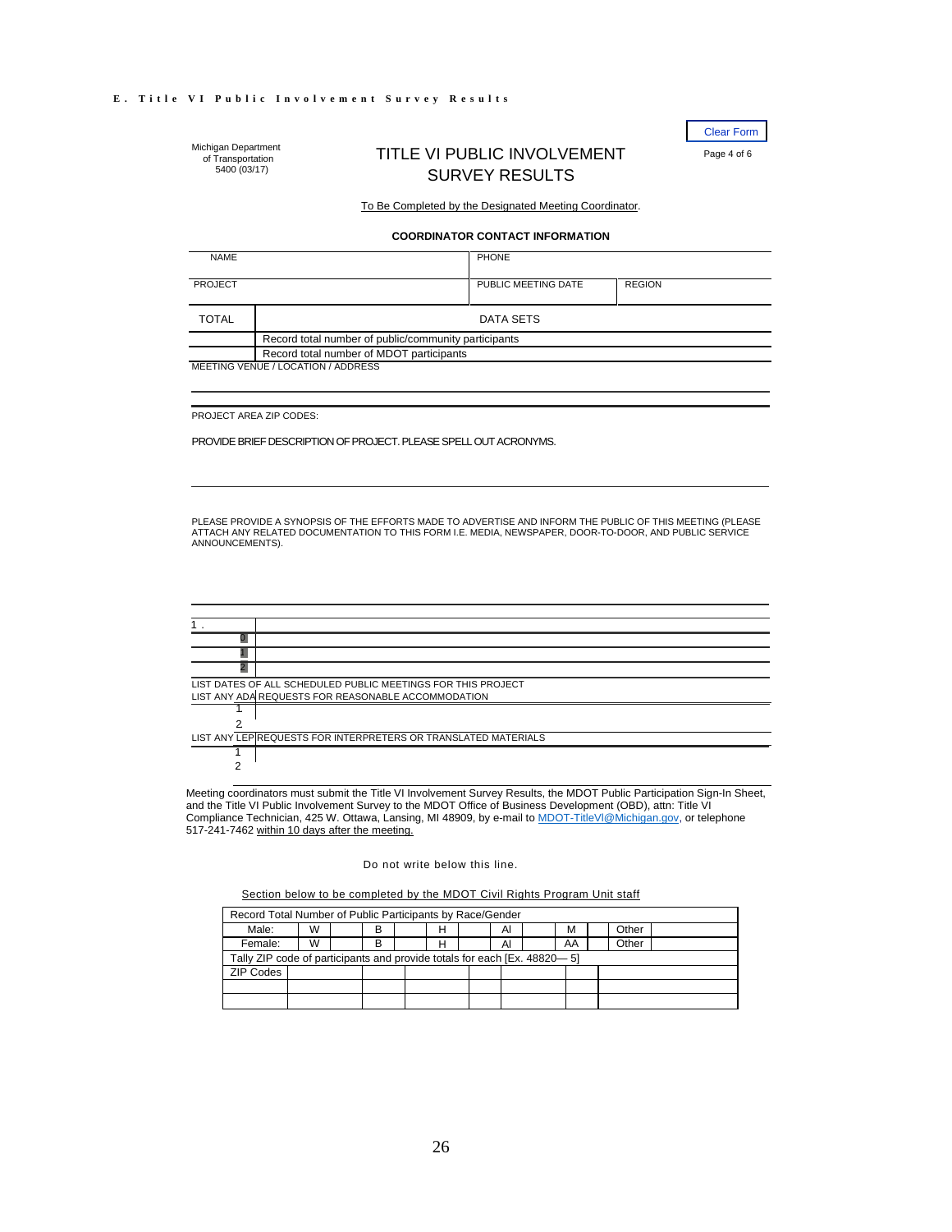E. Title VI Public Involvement Survey Results

Clear Form

Michigan Department of Transportation
5400 (03/17)

# TITLE VI PUBLIC INVOLVEMENT SURVEY RESULTS

Page 4 of 6

To Be Completed by the Designated Meeting Coordinator.

**COORDINATOR CONTACT INFORMATION**

| NAME | PHONE | |
|---|---|---|
| PROJECT | PUBLIC MEETING DATE | REGION |

| TOTAL | DATA SETS |
|---|---|
| | Record total number of public/community participants |
| | Record total number of MDOT participants |

MEETING VENUE / LOCATION / ADDRESS

PROJECT AREA ZIP CODES:

PROVIDE BRIEF DESCRIPTION OF PROJECT. PLEASE SPELL OUT ACRONYMS.

PLEASE PROVIDE A SYNOPSIS OF THE EFFORTS MADE TO ADVERTISE AND INFORM THE PUBLIC OF THIS MEETING (PLEASE ATTACH ANY RELATED DOCUMENTATION TO THIS FORM I.E. MEDIA, NEWSPAPER, DOOR-TO-DOOR, AND PUBLIC SERVICE ANNOUNCEMENTS).

| | |
|---|---|
| 1 . | |
| 0 | |
| 1 | |
| 2 | |

LIST DATES OF ALL SCHEDULED PUBLIC MEETINGS FOR THIS PROJECT

LIST ANY ADA REQUESTS FOR REASONABLE ACCOMMODATION

1
2

LIST ANY LEP REQUESTS FOR INTERPRETERS OR TRANSLATED MATERIALS

1
2

Meeting coordinators must submit the Title VI Involvement Survey Results, the MDOT Public Participation Sign-In Sheet, and the Title VI Public Involvement Survey to the MDOT Office of Business Development (OBD), attn: Title VI Compliance Technician, 425 W. Ottawa, Lansing, MI 48909, by e-mail to MDOT-TitleVI@Michigan.gov, or telephone 517-241-7462 within 10 days after the meeting.

Do not write below this line.

Section below to be completed by the MDOT Civil Rights Program Unit staff

| Record Total Number of Public Participants by Race/Gender | | | | | | | | | | | | |
|---|---|---|---|---|---|---|---|---|---|---|---|---|
| Male: | W | | B | | H | | AI | | M | | Other | |
| Female: | W | | B | | H | | AI | | AA | | Other | |

Tally ZIP code of participants and provide totals for each [Ex. 48820— 5]

| | | | | | | | |
|---|---|---|---|---|---|---|---|
| ZIP Codes | | | | | | | |
| | | | | | | | |
| | | | | | | | |